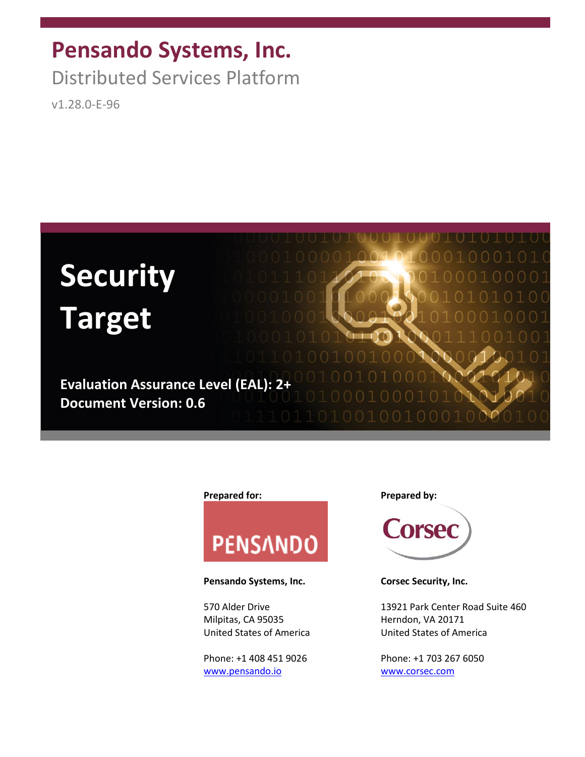# Pensando Systems, Inc.

## Distributed Services Platform

v1.28.0-E-96

# Security Target

**Evaluation Assurance Level (EAL): 2+**
**Document Version: 0.6**

**Prepared for:**

**Pensando Systems, Inc.**

570 Alder Drive
Milpitas, CA 95035
United States of America

Phone: +1 408 451 9026
www.pensando.io

**Prepared by:**

**Corsec Security, Inc.**

13921 Park Center Road Suite 460
Herndon, VA 20171
United States of America

Phone: +1 703 267 6050
www.corsec.com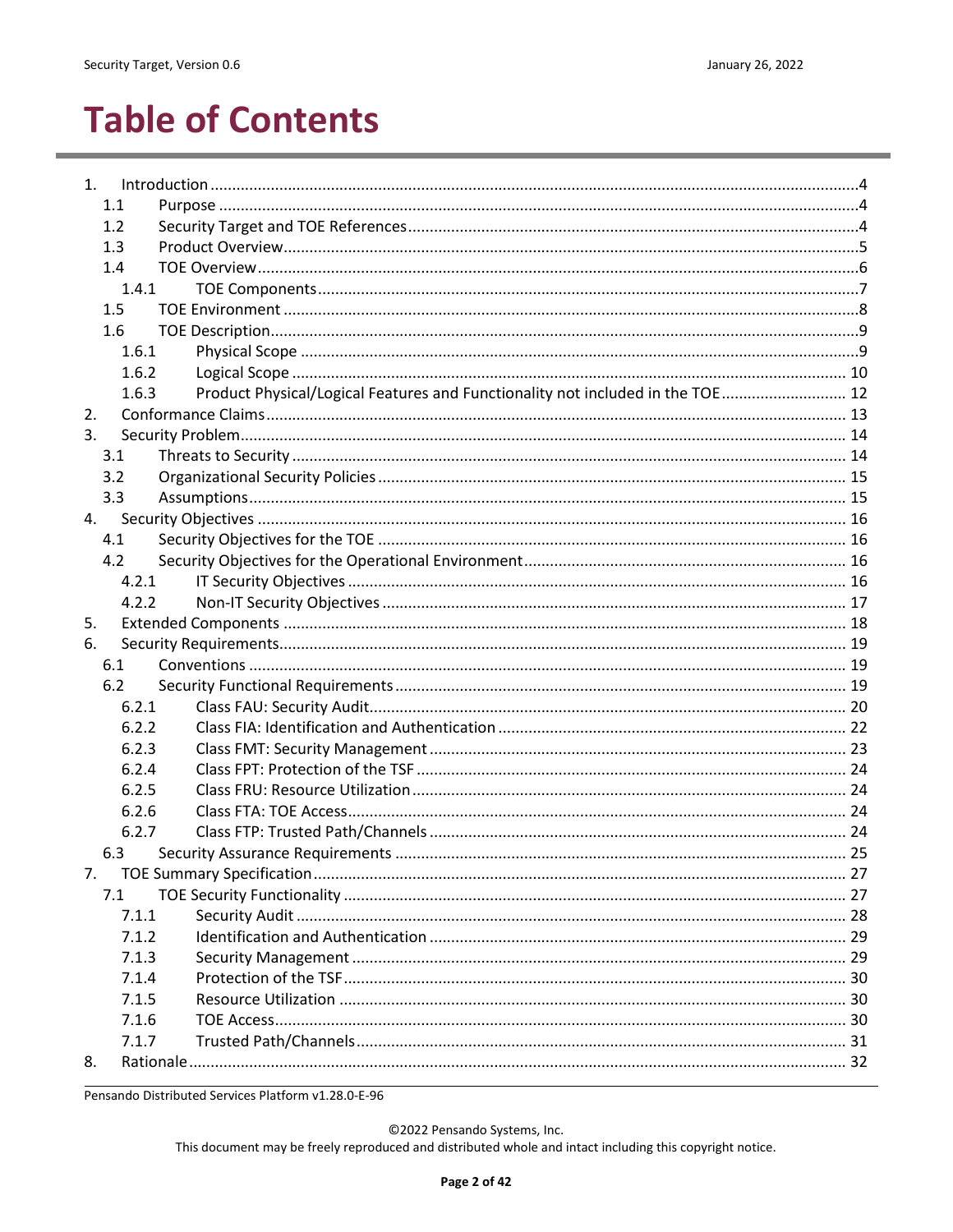# Table of Contents

- 1. Introduction ....4
  - 1.1 Purpose ....4
  - 1.2 Security Target and TOE References ....4
  - 1.3 Product Overview ....5
  - 1.4 TOE Overview ....6
    - 1.4.1 TOE Components ....7
  - 1.5 TOE Environment ....8
  - 1.6 TOE Description ....9
    - 1.6.1 Physical Scope ....9
    - 1.6.2 Logical Scope .... 10
    - 1.6.3 Product Physical/Logical Features and Functionality not included in the TOE .... 12
- 2. Conformance Claims .... 13
- 3. Security Problem .... 14
  - 3.1 Threats to Security .... 14
  - 3.2 Organizational Security Policies .... 15
  - 3.3 Assumptions .... 15
- 4. Security Objectives .... 16
  - 4.1 Security Objectives for the TOE .... 16
  - 4.2 Security Objectives for the Operational Environment .... 16
    - 4.2.1 IT Security Objectives .... 16
    - 4.2.2 Non-IT Security Objectives .... 17
- 5. Extended Components .... 18
- 6. Security Requirements .... 19
  - 6.1 Conventions .... 19
  - 6.2 Security Functional Requirements .... 19
    - 6.2.1 Class FAU: Security Audit .... 20
    - 6.2.2 Class FIA: Identification and Authentication .... 22
    - 6.2.3 Class FMT: Security Management .... 23
    - 6.2.4 Class FPT: Protection of the TSF .... 24
    - 6.2.5 Class FRU: Resource Utilization .... 24
    - 6.2.6 Class FTA: TOE Access .... 24
    - 6.2.7 Class FTP: Trusted Path/Channels .... 24
  - 6.3 Security Assurance Requirements .... 25
- 7. TOE Summary Specification .... 27
  - 7.1 TOE Security Functionality .... 27
    - 7.1.1 Security Audit .... 28
    - 7.1.2 Identification and Authentication .... 29
    - 7.1.3 Security Management .... 29
    - 7.1.4 Protection of the TSF .... 30
    - 7.1.5 Resource Utilization .... 30
    - 7.1.6 TOE Access .... 30
    - 7.1.7 Trusted Path/Channels .... 31
- 8. Rationale .... 32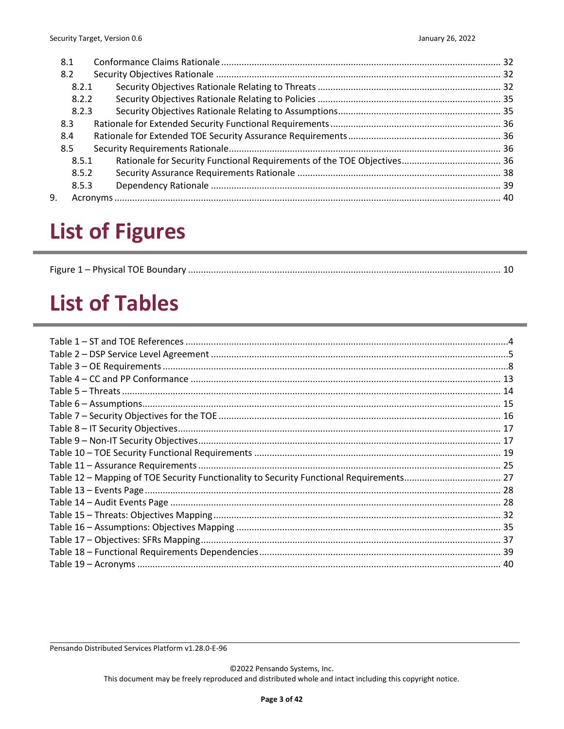8.1 Conformance Claims Rationale ........ 32
8.2 Security Objectives Rationale ........ 32
 8.2.1 Security Objectives Rationale Relating to Threats ........ 32
 8.2.2 Security Objectives Rationale Relating to Policies ........ 35
 8.2.3 Security Objectives Rationale Relating to Assumptions ........ 35
8.3 Rationale for Extended Security Functional Requirements ........ 36
8.4 Rationale for Extended TOE Security Assurance Requirements ........ 36
8.5 Security Requirements Rationale ........ 36
 8.5.1 Rationale for Security Functional Requirements of the TOE Objectives ........ 36
 8.5.2 Security Assurance Requirements Rationale ........ 38
 8.5.3 Dependency Rationale ........ 39
9. Acronyms ........ 40

# List of Figures

Figure 1 – Physical TOE Boundary ........ 10

# List of Tables

Table 1 – ST and TOE References ........ 4
Table 2 – DSP Service Level Agreement ........ 5
Table 3 – OE Requirements ........ 8
Table 4 – CC and PP Conformance ........ 13
Table 5 – Threats ........ 14
Table 6 – Assumptions ........ 15
Table 7 – Security Objectives for the TOE ........ 16
Table 8 – IT Security Objectives ........ 17
Table 9 – Non-IT Security Objectives ........ 17
Table 10 – TOE Security Functional Requirements ........ 19
Table 11 – Assurance Requirements ........ 25
Table 12 – Mapping of TOE Security Functionality to Security Functional Requirements ........ 27
Table 13 – Events Page ........ 28
Table 14 – Audit Events Page ........ 28
Table 15 – Threats: Objectives Mapping ........ 32
Table 16 – Assumptions: Objectives Mapping ........ 35
Table 17 – Objectives: SFRs Mapping ........ 37
Table 18 – Functional Requirements Dependencies ........ 39
Table 19 – Acronyms ........ 40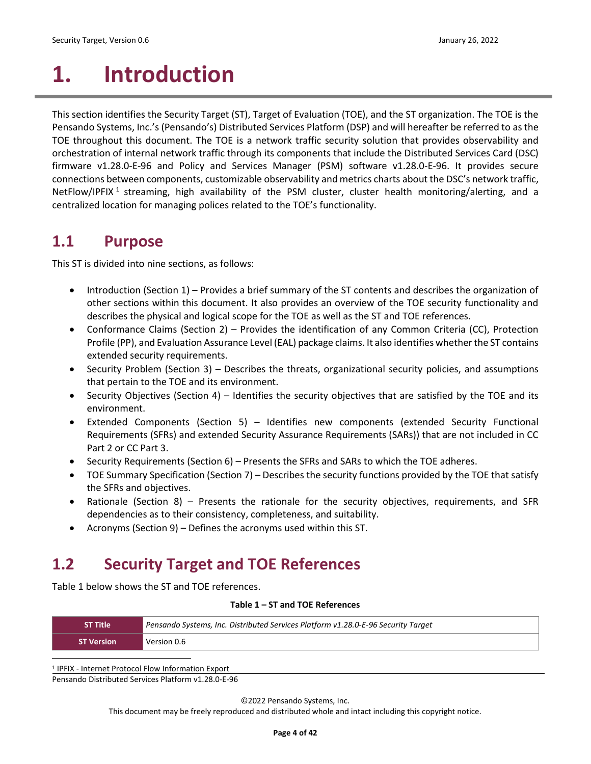# 1. Introduction

This section identifies the Security Target (ST), Target of Evaluation (TOE), and the ST organization. The TOE is the Pensando Systems, Inc.'s (Pensando's) Distributed Services Platform (DSP) and will hereafter be referred to as the TOE throughout this document. The TOE is a network traffic security solution that provides observability and orchestration of internal network traffic through its components that include the Distributed Services Card (DSC) firmware v1.28.0-E-96 and Policy and Services Manager (PSM) software v1.28.0-E-96. It provides secure connections between components, customizable observability and metrics charts about the DSC's network traffic, NetFlow/IPFIX[1] streaming, high availability of the PSM cluster, cluster health monitoring/alerting, and a centralized location for managing polices related to the TOE's functionality.

## 1.1 Purpose

This ST is divided into nine sections, as follows:

- Introduction (Section 1) – Provides a brief summary of the ST contents and describes the organization of other sections within this document. It also provides an overview of the TOE security functionality and describes the physical and logical scope for the TOE as well as the ST and TOE references.
- Conformance Claims (Section 2) – Provides the identification of any Common Criteria (CC), Protection Profile (PP), and Evaluation Assurance Level (EAL) package claims. It also identifies whether the ST contains extended security requirements.
- Security Problem (Section 3) – Describes the threats, organizational security policies, and assumptions that pertain to the TOE and its environment.
- Security Objectives (Section 4) – Identifies the security objectives that are satisfied by the TOE and its environment.
- Extended Components (Section 5) – Identifies new components (extended Security Functional Requirements (SFRs) and extended Security Assurance Requirements (SARs)) that are not included in CC Part 2 or CC Part 3.
- Security Requirements (Section 6) – Presents the SFRs and SARs to which the TOE adheres.
- TOE Summary Specification (Section 7) – Describes the security functions provided by the TOE that satisfy the SFRs and objectives.
- Rationale (Section 8) – Presents the rationale for the security objectives, requirements, and SFR dependencies as to their consistency, completeness, and suitability.
- Acronyms (Section 9) – Defines the acronyms used within this ST.

## 1.2 Security Target and TOE References

Table 1 below shows the ST and TOE references.

**Table 1 – ST and TOE References**

| | |
|---|---|
| **ST Title** | *Pensando Systems, Inc. Distributed Services Platform v1.28.0-E-96 Security Target* |
| **ST Version** | Version 0.6 |

[1] IPFIX - Internet Protocol Flow Information Export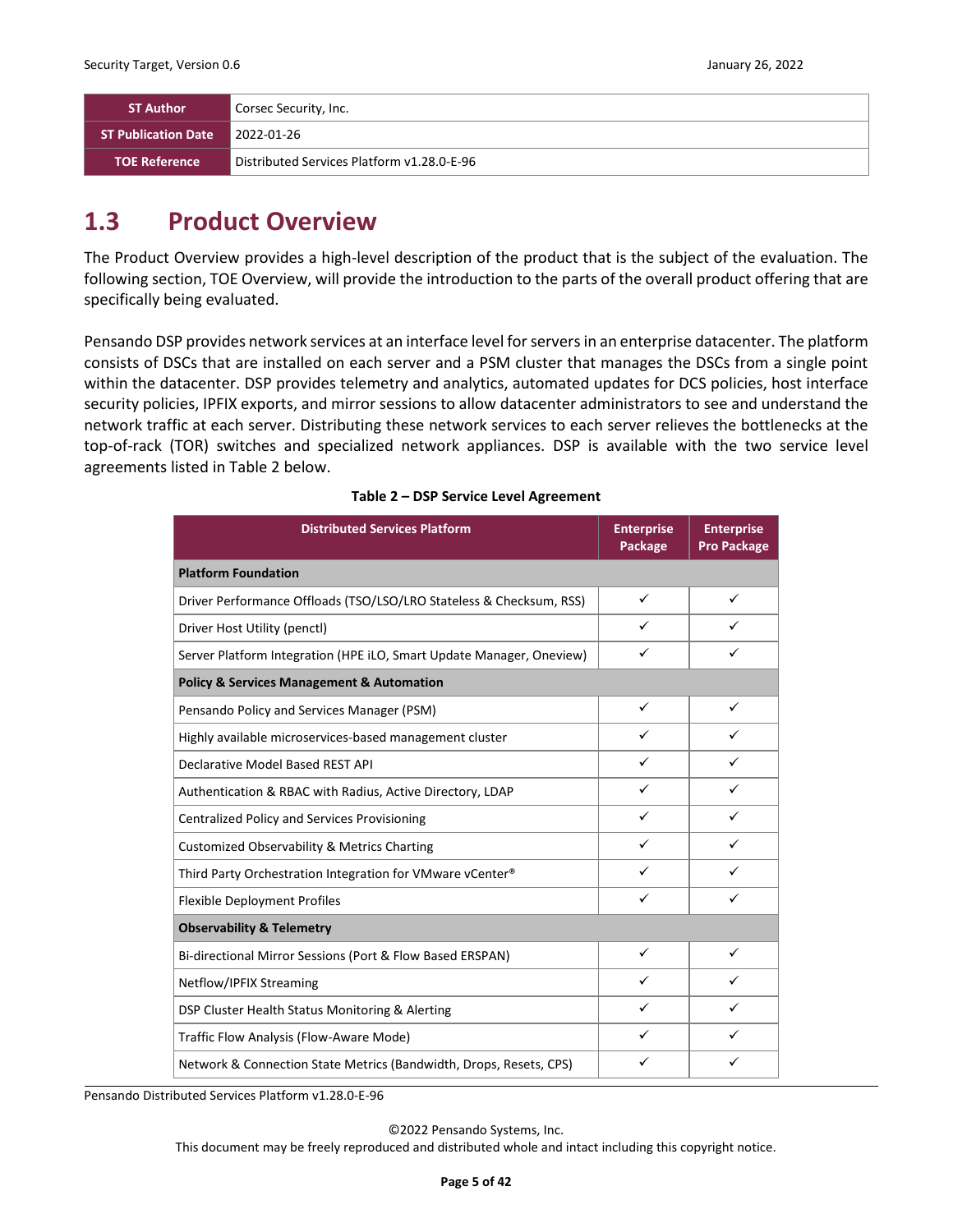| ST Author | Corsec Security, Inc. |
|---|---|
| ST Publication Date | 2022-01-26 |
| TOE Reference | Distributed Services Platform v1.28.0-E-96 |

## 1.3 Product Overview

The Product Overview provides a high-level description of the product that is the subject of the evaluation. The following section, TOE Overview, will provide the introduction to the parts of the overall product offering that are specifically being evaluated.

Pensando DSP provides network services at an interface level for servers in an enterprise datacenter. The platform consists of DSCs that are installed on each server and a PSM cluster that manages the DSCs from a single point within the datacenter. DSP provides telemetry and analytics, automated updates for DCS policies, host interface security policies, IPFIX exports, and mirror sessions to allow datacenter administrators to see and understand the network traffic at each server. Distributing these network services to each server relieves the bottlenecks at the top-of-rack (TOR) switches and specialized network appliances. DSP is available with the two service level agreements listed in Table 2 below.

**Table 2 – DSP Service Level Agreement**

| Distributed Services Platform | Enterprise Package | Enterprise Pro Package |
|---|---|---|
| **Platform Foundation** | | |
| Driver Performance Offloads (TSO/LSO/LRO Stateless & Checksum, RSS) | ✓ | ✓ |
| Driver Host Utility (penctl) | ✓ | ✓ |
| Server Platform Integration (HPE iLO, Smart Update Manager, Oneview) | ✓ | ✓ |
| **Policy & Services Management & Automation** | | |
| Pensando Policy and Services Manager (PSM) | ✓ | ✓ |
| Highly available microservices-based management cluster | ✓ | ✓ |
| Declarative Model Based REST API | ✓ | ✓ |
| Authentication & RBAC with Radius, Active Directory, LDAP | ✓ | ✓ |
| Centralized Policy and Services Provisioning | ✓ | ✓ |
| Customized Observability & Metrics Charting | ✓ | ✓ |
| Third Party Orchestration Integration for VMware vCenter® | ✓ | ✓ |
| Flexible Deployment Profiles | ✓ | ✓ |
| **Observability & Telemetry** | | |
| Bi-directional Mirror Sessions (Port & Flow Based ERSPAN) | ✓ | ✓ |
| Netflow/IPFIX Streaming | ✓ | ✓ |
| DSP Cluster Health Status Monitoring & Alerting | ✓ | ✓ |
| Traffic Flow Analysis (Flow-Aware Mode) | ✓ | ✓ |
| Network & Connection State Metrics (Bandwidth, Drops, Resets, CPS) | ✓ | ✓ |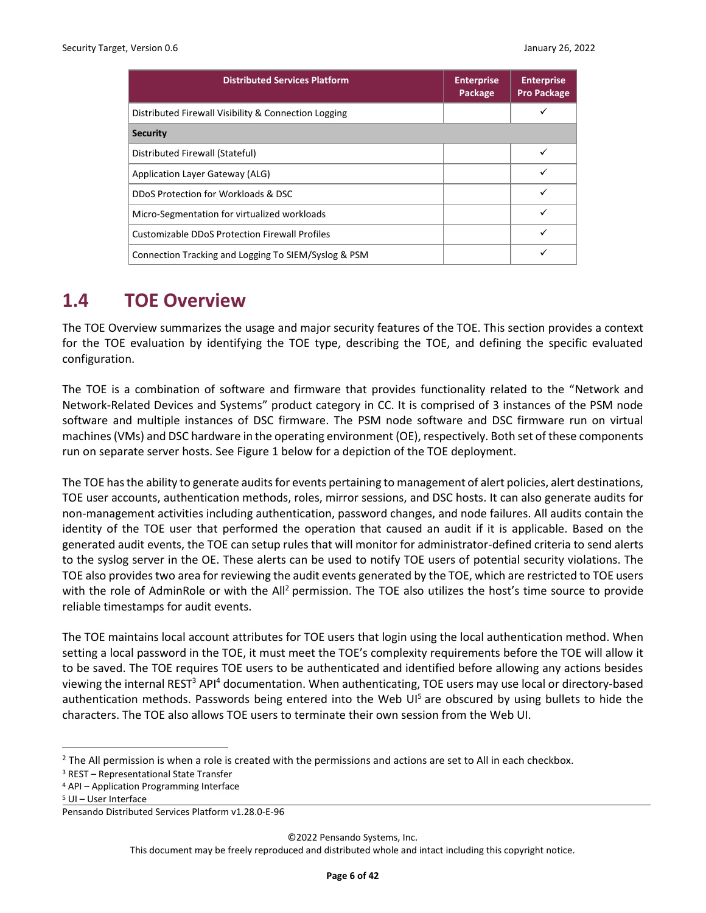| Distributed Services Platform | Enterprise Package | Enterprise Pro Package |
|---|---|---|
| Distributed Firewall Visibility & Connection Logging | | ✓ |
| **Security** | | |
| Distributed Firewall (Stateful) | | ✓ |
| Application Layer Gateway (ALG) | | ✓ |
| DDoS Protection for Workloads & DSC | | ✓ |
| Micro-Segmentation for virtualized workloads | | ✓ |
| Customizable DDoS Protection Firewall Profiles | | ✓ |
| Connection Tracking and Logging To SIEM/Syslog & PSM | | ✓ |

## 1.4 TOE Overview

The TOE Overview summarizes the usage and major security features of the TOE. This section provides a context for the TOE evaluation by identifying the TOE type, describing the TOE, and defining the specific evaluated configuration.

The TOE is a combination of software and firmware that provides functionality related to the "Network and Network-Related Devices and Systems" product category in CC. It is comprised of 3 instances of the PSM node software and multiple instances of DSC firmware. The PSM node software and DSC firmware run on virtual machines (VMs) and DSC hardware in the operating environment (OE), respectively. Both set of these components run on separate server hosts. See Figure 1 below for a depiction of the TOE deployment.

The TOE has the ability to generate audits for events pertaining to management of alert policies, alert destinations, TOE user accounts, authentication methods, roles, mirror sessions, and DSC hosts. It can also generate audits for non-management activities including authentication, password changes, and node failures. All audits contain the identity of the TOE user that performed the operation that caused an audit if it is applicable. Based on the generated audit events, the TOE can setup rules that will monitor for administrator-defined criteria to send alerts to the syslog server in the OE. These alerts can be used to notify TOE users of potential security violations. The TOE also provides two area for reviewing the audit events generated by the TOE, which are restricted to TOE users with the role of AdminRole or with the All[2] permission. The TOE also utilizes the host's time source to provide reliable timestamps for audit events.

The TOE maintains local account attributes for TOE users that login using the local authentication method. When setting a local password in the TOE, it must meet the TOE's complexity requirements before the TOE will allow it to be saved. The TOE requires TOE users to be authenticated and identified before allowing any actions besides viewing the internal REST[3] API[4] documentation. When authenticating, TOE users may use local or directory-based authentication methods. Passwords being entered into the Web UI[5] are obscured by using bullets to hide the characters. The TOE also allows TOE users to terminate their own session from the Web UI.

[2] The All permission is when a role is created with the permissions and actions are set to All in each checkbox.
[3] REST – Representational State Transfer
[4] API – Application Programming Interface
[5] UI – User Interface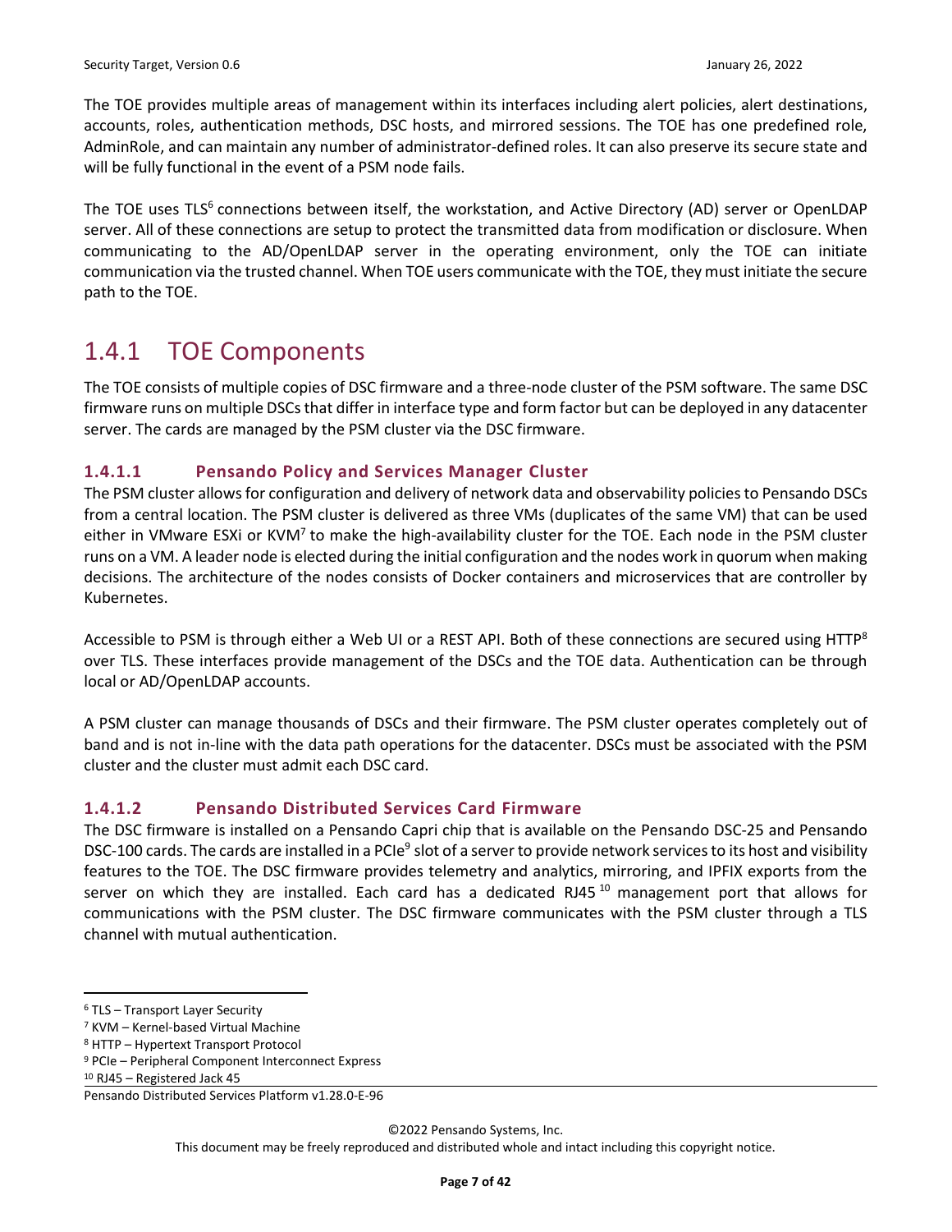The TOE provides multiple areas of management within its interfaces including alert policies, alert destinations, accounts, roles, authentication methods, DSC hosts, and mirrored sessions. The TOE has one predefined role, AdminRole, and can maintain any number of administrator-defined roles. It can also preserve its secure state and will be fully functional in the event of a PSM node fails.

The TOE uses TLS[6] connections between itself, the workstation, and Active Directory (AD) server or OpenLDAP server. All of these connections are setup to protect the transmitted data from modification or disclosure. When communicating to the AD/OpenLDAP server in the operating environment, only the TOE can initiate communication via the trusted channel. When TOE users communicate with the TOE, they must initiate the secure path to the TOE.

## 1.4.1 TOE Components

The TOE consists of multiple copies of DSC firmware and a three-node cluster of the PSM software. The same DSC firmware runs on multiple DSCs that differ in interface type and form factor but can be deployed in any datacenter server. The cards are managed by the PSM cluster via the DSC firmware.

### 1.4.1.1 Pensando Policy and Services Manager Cluster

The PSM cluster allows for configuration and delivery of network data and observability policies to Pensando DSCs from a central location. The PSM cluster is delivered as three VMs (duplicates of the same VM) that can be used either in VMware ESXi or KVM[7] to make the high-availability cluster for the TOE. Each node in the PSM cluster runs on a VM. A leader node is elected during the initial configuration and the nodes work in quorum when making decisions. The architecture of the nodes consists of Docker containers and microservices that are controller by Kubernetes.

Accessible to PSM is through either a Web UI or a REST API. Both of these connections are secured using HTTP[8] over TLS. These interfaces provide management of the DSCs and the TOE data. Authentication can be through local or AD/OpenLDAP accounts.

A PSM cluster can manage thousands of DSCs and their firmware. The PSM cluster operates completely out of band and is not in-line with the data path operations for the datacenter. DSCs must be associated with the PSM cluster and the cluster must admit each DSC card.

### 1.4.1.2 Pensando Distributed Services Card Firmware

The DSC firmware is installed on a Pensando Capri chip that is available on the Pensando DSC-25 and Pensando DSC-100 cards. The cards are installed in a PCIe[9] slot of a server to provide network services to its host and visibility features to the TOE. The DSC firmware provides telemetry and analytics, mirroring, and IPFIX exports from the server on which they are installed. Each card has a dedicated RJ45[10] management port that allows for communications with the PSM cluster. The DSC firmware communicates with the PSM cluster through a TLS channel with mutual authentication.

---

[6] TLS – Transport Layer Security

[7] KVM – Kernel-based Virtual Machine

[8] HTTP – Hypertext Transport Protocol

[9] PCIe – Peripheral Component Interconnect Express

[10] RJ45 – Registered Jack 45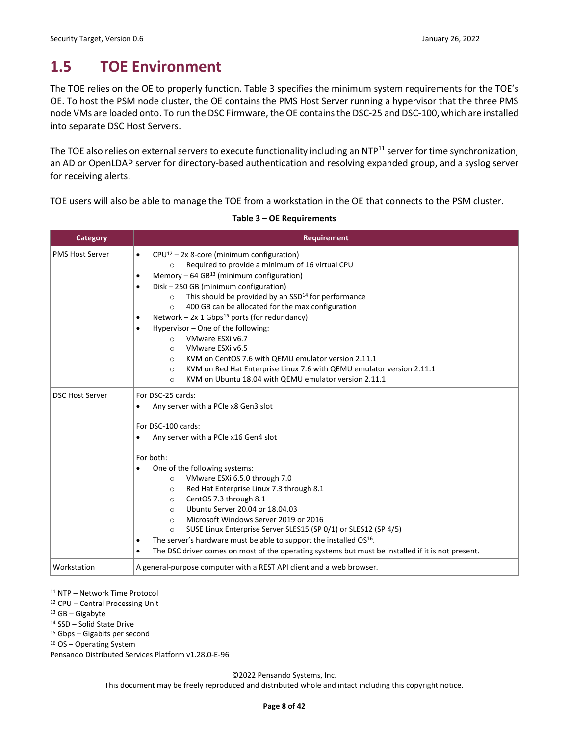## 1.5 TOE Environment

The TOE relies on the OE to properly function. Table 3 specifies the minimum system requirements for the TOE's OE. To host the PSM node cluster, the OE contains the PMS Host Server running a hypervisor that the three PMS node VMs are loaded onto. To run the DSC Firmware, the OE contains the DSC-25 and DSC-100, which are installed into separate DSC Host Servers.

The TOE also relies on external servers to execute functionality including an NTP[11] server for time synchronization, an AD or OpenLDAP server for directory-based authentication and resolving expanded group, and a syslog server for receiving alerts.

TOE users will also be able to manage the TOE from a workstation in the OE that connects to the PSM cluster.

**Table 3 – OE Requirements**

| Category | Requirement |
|---|---|
| PMS Host Server | • CPU[12] – 2x 8-core (minimum configuration)<br>  ○ Required to provide a minimum of 16 virtual CPU<br>• Memory – 64 GB[13] (minimum configuration)<br>• Disk – 250 GB (minimum configuration)<br>  ○ This should be provided by an SSD[14] for performance<br>  ○ 400 GB can be allocated for the max configuration<br>• Network – 2x 1 Gbps[15] ports (for redundancy)<br>• Hypervisor – One of the following:<br>  ○ VMware ESXi v6.7<br>  ○ VMware ESXi v6.5<br>  ○ KVM on CentOS 7.6 with QEMU emulator version 2.11.1<br>  ○ KVM on Red Hat Enterprise Linux 7.6 with QEMU emulator version 2.11.1<br>  ○ KVM on Ubuntu 18.04 with QEMU emulator version 2.11.1 |
| DSC Host Server | For DSC-25 cards:<br>• Any server with a PCIe x8 Gen3 slot<br><br>For DSC-100 cards:<br>• Any server with a PCIe x16 Gen4 slot<br><br>For both:<br>• One of the following systems:<br>  ○ VMware ESXi 6.5.0 through 7.0<br>  ○ Red Hat Enterprise Linux 7.3 through 8.1<br>  ○ CentOS 7.3 through 8.1<br>  ○ Ubuntu Server 20.04 or 18.04.03<br>  ○ Microsoft Windows Server 2019 or 2016<br>  ○ SUSE Linux Enterprise Server SLES15 (SP 0/1) or SLES12 (SP 4/5)<br>• The server's hardware must be able to support the installed OS[16].<br>• The DSC driver comes on most of the operating systems but must be installed if it is not present. |
| Workstation | A general-purpose computer with a REST API client and a web browser. |

[11] NTP – Network Time Protocol
[12] CPU – Central Processing Unit
[13] GB – Gigabyte
[14] SSD – Solid State Drive
[15] Gbps – Gigabits per second
[16] OS – Operating System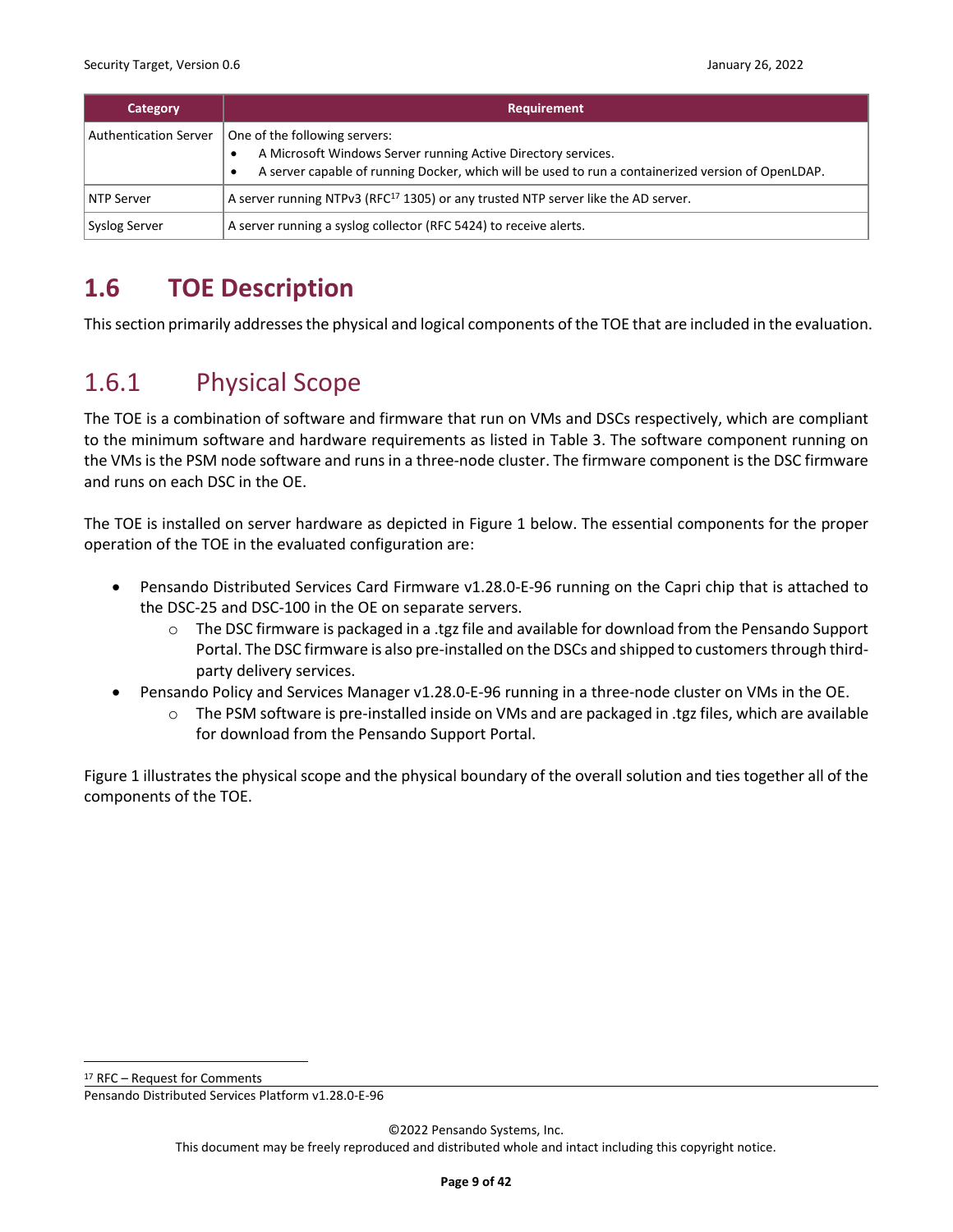| Category | Requirement |
|---|---|
| Authentication Server | One of the following servers:<br>• A Microsoft Windows Server running Active Directory services.<br>• A server capable of running Docker, which will be used to run a containerized version of OpenLDAP. |
| NTP Server | A server running NTPv3 (RFC[17] 1305) or any trusted NTP server like the AD server. |
| Syslog Server | A server running a syslog collector (RFC 5424) to receive alerts. |

# 1.6 TOE Description

This section primarily addresses the physical and logical components of the TOE that are included in the evaluation.

## 1.6.1 Physical Scope

The TOE is a combination of software and firmware that run on VMs and DSCs respectively, which are compliant to the minimum software and hardware requirements as listed in Table 3. The software component running on the VMs is the PSM node software and runs in a three-node cluster. The firmware component is the DSC firmware and runs on each DSC in the OE.

The TOE is installed on server hardware as depicted in Figure 1 below. The essential components for the proper operation of the TOE in the evaluated configuration are:

- Pensando Distributed Services Card Firmware v1.28.0-E-96 running on the Capri chip that is attached to the DSC-25 and DSC-100 in the OE on separate servers.
    - The DSC firmware is packaged in a .tgz file and available for download from the Pensando Support Portal. The DSC firmware is also pre-installed on the DSCs and shipped to customers through third-party delivery services.
- Pensando Policy and Services Manager v1.28.0-E-96 running in a three-node cluster on VMs in the OE.
    - The PSM software is pre-installed inside on VMs and are packaged in .tgz files, which are available for download from the Pensando Support Portal.

Figure 1 illustrates the physical scope and the physical boundary of the overall solution and ties together all of the components of the TOE.

[17] RFC – Request for Comments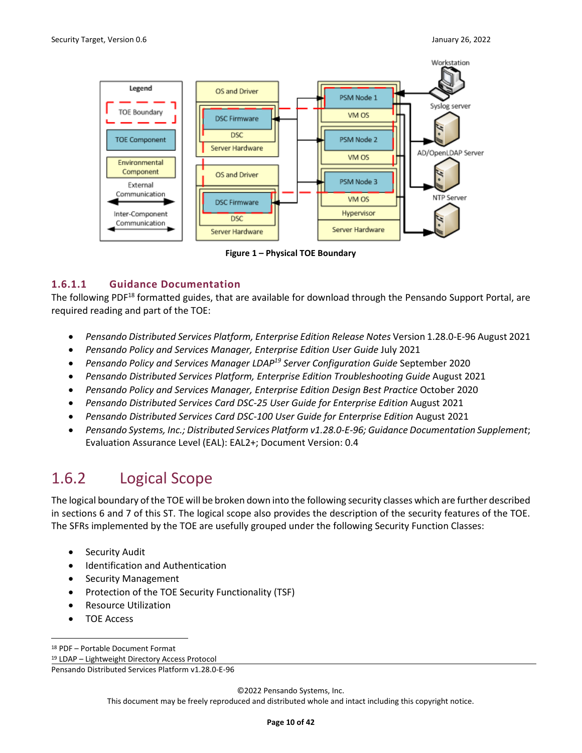Figure 1 – Physical TOE Boundary

#### 1.6.1.1 Guidance Documentation

The following PDF[18] formatted guides, that are available for download through the Pensando Support Portal, are required reading and part of the TOE:

- *Pensando Distributed Services Platform, Enterprise Edition Release Notes* Version 1.28.0-E-96 August 2021
- *Pensando Policy and Services Manager, Enterprise Edition User Guide* July 2021
- *Pensando Policy and Services Manager LDAP[19] Server Configuration Guide* September 2020
- *Pensando Distributed Services Platform, Enterprise Edition Troubleshooting Guide* August 2021
- *Pensando Policy and Services Manager, Enterprise Edition Design Best Practice* October 2020
- *Pensando Distributed Services Card DSC-25 User Guide for Enterprise Edition* August 2021
- *Pensando Distributed Services Card DSC-100 User Guide for Enterprise Edition* August 2021
- *Pensando Systems, Inc.; Distributed Services Platform v1.28.0-E-96; Guidance Documentation Supplement*; Evaluation Assurance Level (EAL): EAL2+; Document Version: 0.4

### 1.6.2 Logical Scope

The logical boundary of the TOE will be broken down into the following security classes which are further described in sections 6 and 7 of this ST. The logical scope also provides the description of the security features of the TOE. The SFRs implemented by the TOE are usefully grouped under the following Security Function Classes:

- Security Audit
- Identification and Authentication
- Security Management
- Protection of the TOE Security Functionality (TSF)
- Resource Utilization
- TOE Access

[18] PDF – Portable Document Format
[19] LDAP – Lightweight Directory Access Protocol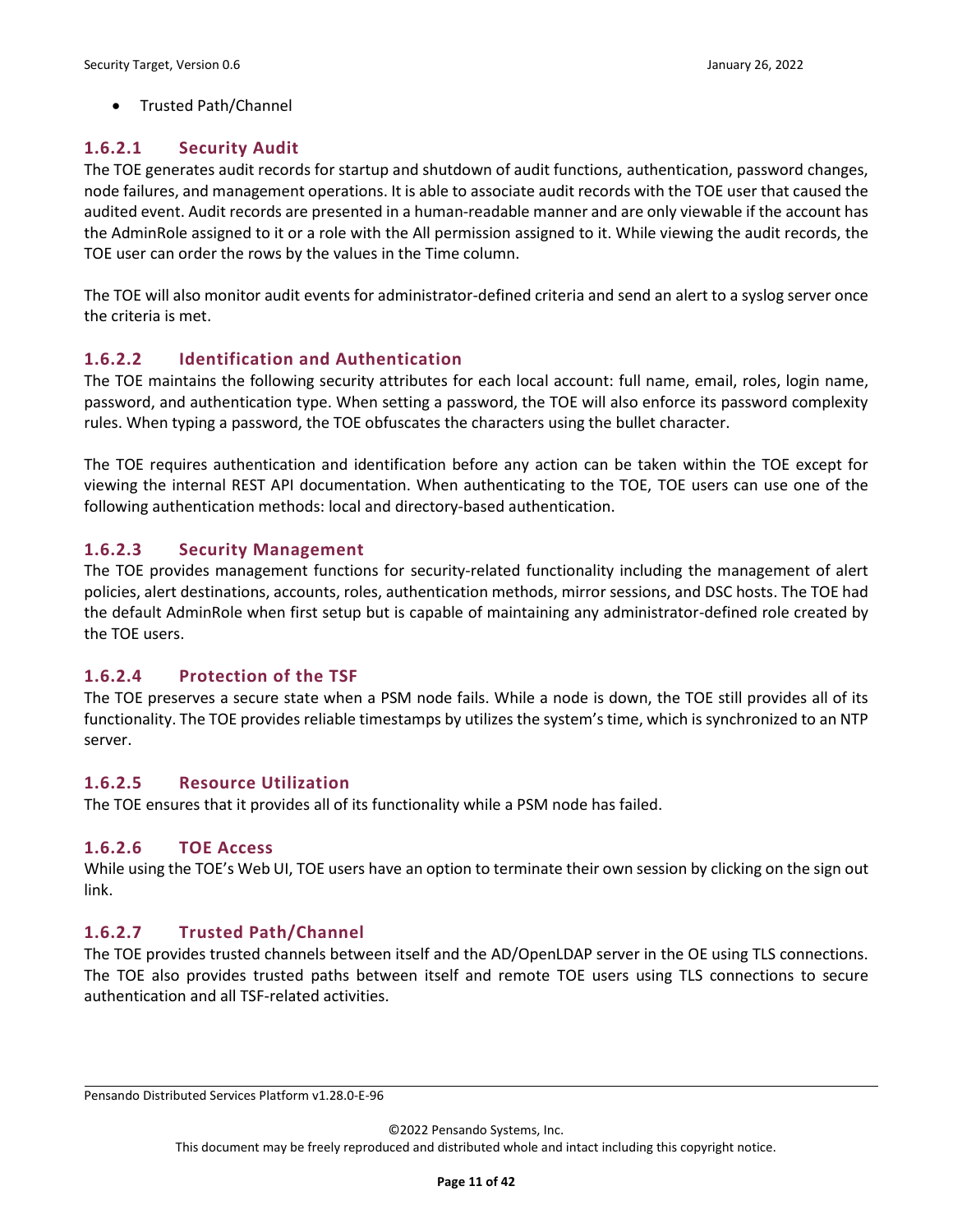- Trusted Path/Channel

### 1.6.2.1 Security Audit

The TOE generates audit records for startup and shutdown of audit functions, authentication, password changes, node failures, and management operations. It is able to associate audit records with the TOE user that caused the audited event. Audit records are presented in a human-readable manner and are only viewable if the account has the AdminRole assigned to it or a role with the All permission assigned to it. While viewing the audit records, the TOE user can order the rows by the values in the Time column.

The TOE will also monitor audit events for administrator-defined criteria and send an alert to a syslog server once the criteria is met.

### 1.6.2.2 Identification and Authentication

The TOE maintains the following security attributes for each local account: full name, email, roles, login name, password, and authentication type. When setting a password, the TOE will also enforce its password complexity rules. When typing a password, the TOE obfuscates the characters using the bullet character.

The TOE requires authentication and identification before any action can be taken within the TOE except for viewing the internal REST API documentation. When authenticating to the TOE, TOE users can use one of the following authentication methods: local and directory-based authentication.

### 1.6.2.3 Security Management

The TOE provides management functions for security-related functionality including the management of alert policies, alert destinations, accounts, roles, authentication methods, mirror sessions, and DSC hosts. The TOE had the default AdminRole when first setup but is capable of maintaining any administrator-defined role created by the TOE users.

### 1.6.2.4 Protection of the TSF

The TOE preserves a secure state when a PSM node fails. While a node is down, the TOE still provides all of its functionality. The TOE provides reliable timestamps by utilizes the system's time, which is synchronized to an NTP server.

### 1.6.2.5 Resource Utilization

The TOE ensures that it provides all of its functionality while a PSM node has failed.

### 1.6.2.6 TOE Access

While using the TOE's Web UI, TOE users have an option to terminate their own session by clicking on the sign out link.

### 1.6.2.7 Trusted Path/Channel

The TOE provides trusted channels between itself and the AD/OpenLDAP server in the OE using TLS connections. The TOE also provides trusted paths between itself and remote TOE users using TLS connections to secure authentication and all TSF-related activities.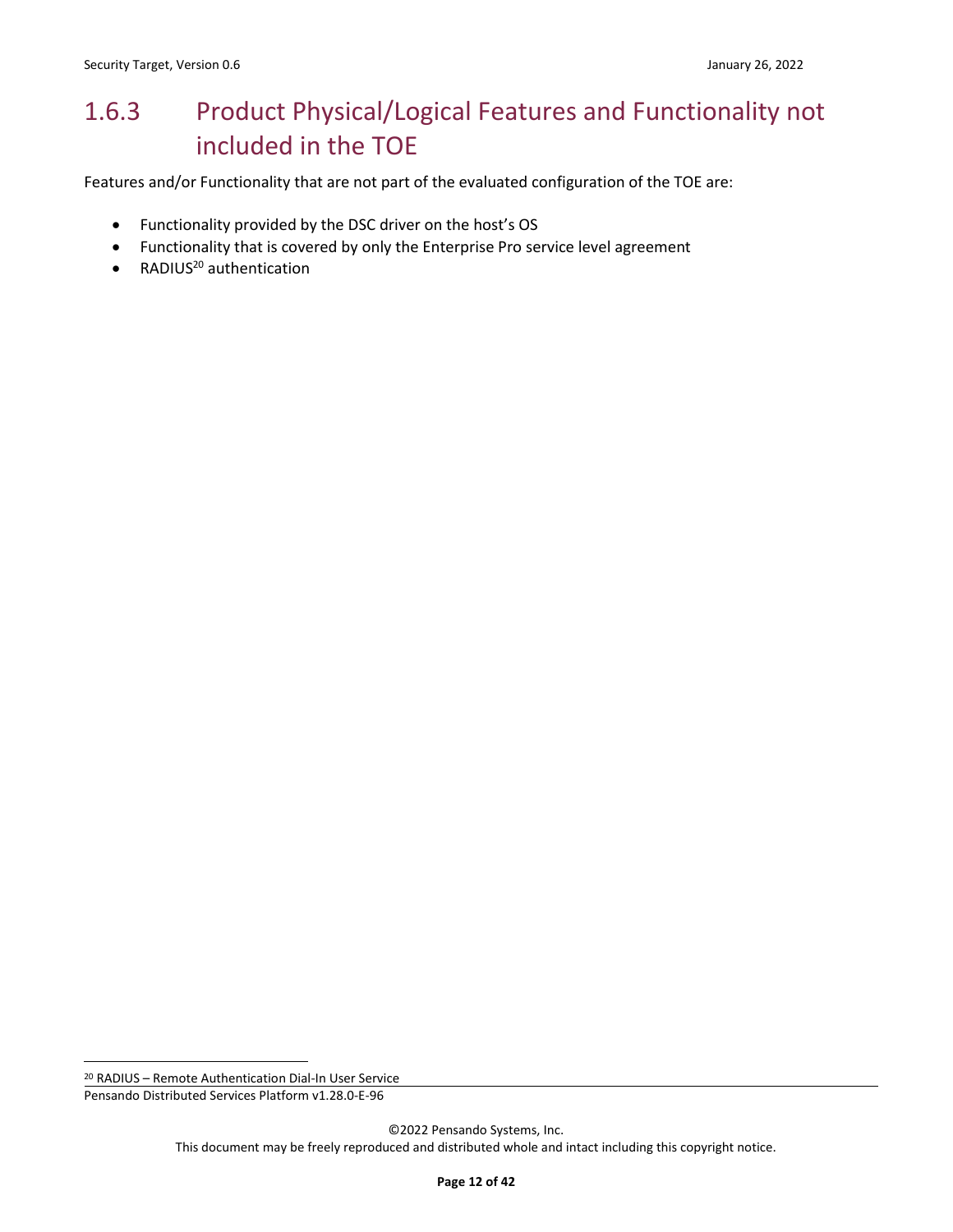### 1.6.3 Product Physical/Logical Features and Functionality not included in the TOE

Features and/or Functionality that are not part of the evaluated configuration of the TOE are:

- Functionality provided by the DSC driver on the host's OS
- Functionality that is covered by only the Enterprise Pro service level agreement
- RADIUS[20] authentication

[20] RADIUS – Remote Authentication Dial-In User Service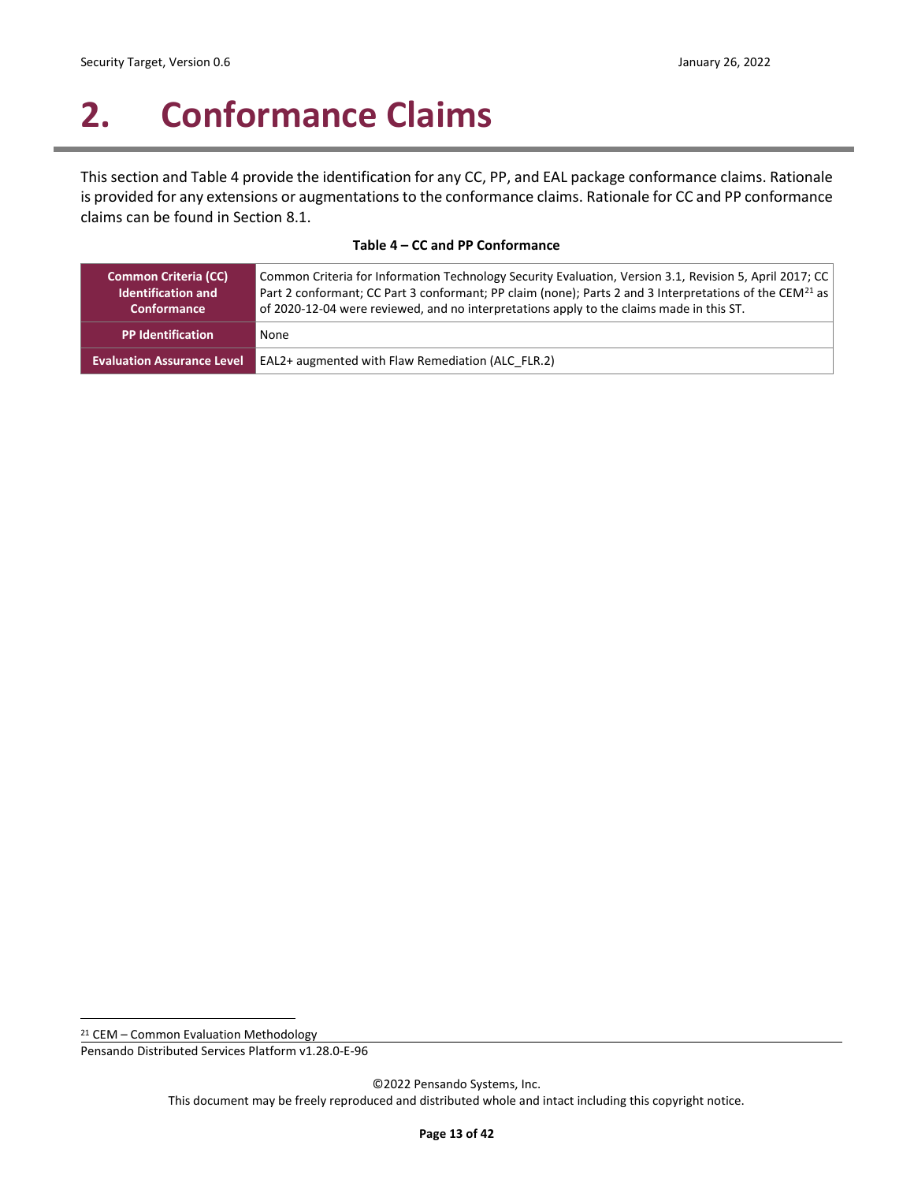# 2. Conformance Claims

This section and Table 4 provide the identification for any CC, PP, and EAL package conformance claims. Rationale is provided for any extensions or augmentations to the conformance claims. Rationale for CC and PP conformance claims can be found in Section 8.1.

**Table 4 – CC and PP Conformance**

| | |
|---|---|
| **Common Criteria (CC) Identification and Conformance** | Common Criteria for Information Technology Security Evaluation, Version 3.1, Revision 5, April 2017; CC Part 2 conformant; CC Part 3 conformant; PP claim (none); Parts 2 and 3 Interpretations of the CEM[21] as of 2020-12-04 were reviewed, and no interpretations apply to the claims made in this ST. |
| **PP Identification** | None |
| **Evaluation Assurance Level** | EAL2+ augmented with Flaw Remediation (ALC_FLR.2) |

[21] CEM – Common Evaluation Methodology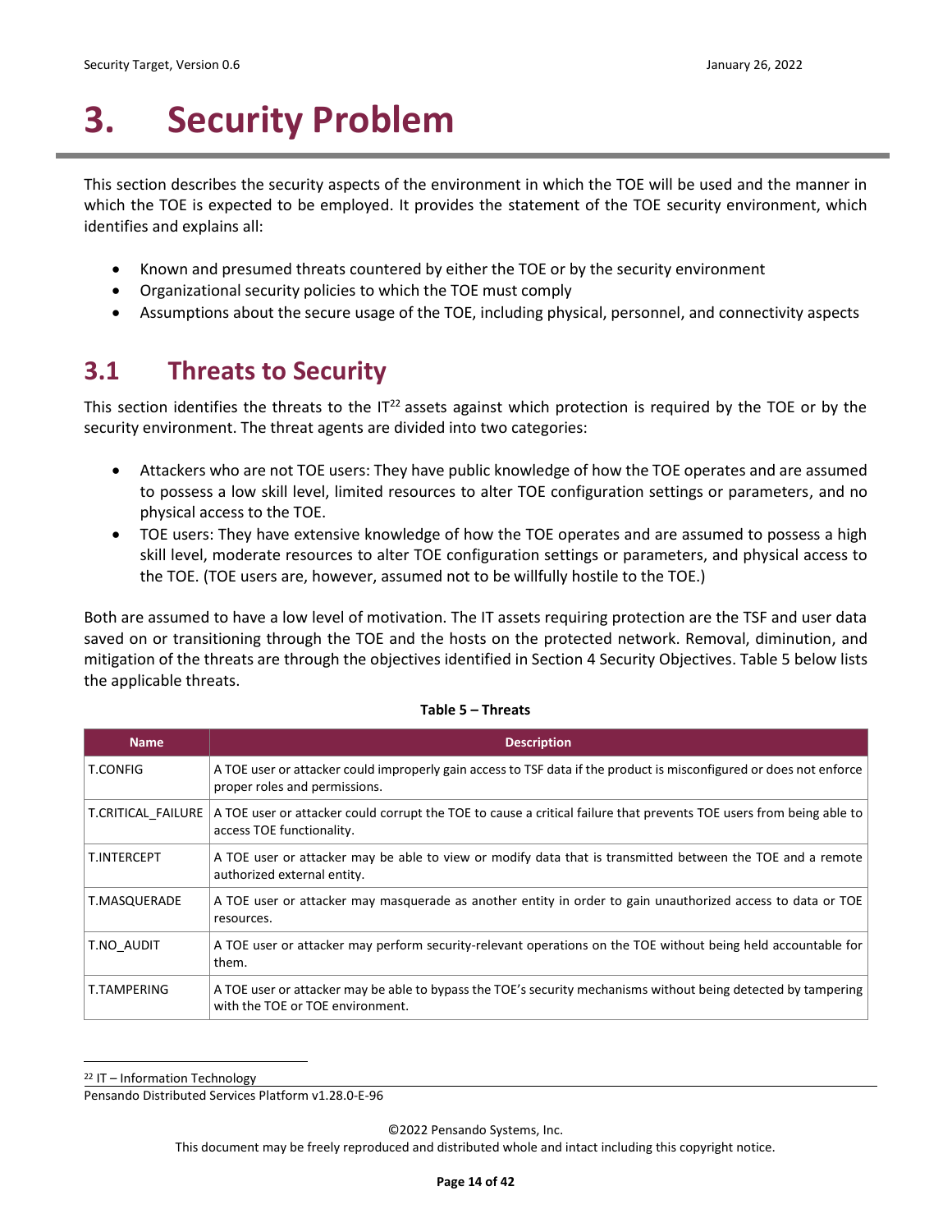# 3. Security Problem

This section describes the security aspects of the environment in which the TOE will be used and the manner in which the TOE is expected to be employed. It provides the statement of the TOE security environment, which identifies and explains all:

- Known and presumed threats countered by either the TOE or by the security environment
- Organizational security policies to which the TOE must comply
- Assumptions about the secure usage of the TOE, including physical, personnel, and connectivity aspects

## 3.1 Threats to Security

This section identifies the threats to the IT[22] assets against which protection is required by the TOE or by the security environment. The threat agents are divided into two categories:

- Attackers who are not TOE users: They have public knowledge of how the TOE operates and are assumed to possess a low skill level, limited resources to alter TOE configuration settings or parameters, and no physical access to the TOE.
- TOE users: They have extensive knowledge of how the TOE operates and are assumed to possess a high skill level, moderate resources to alter TOE configuration settings or parameters, and physical access to the TOE. (TOE users are, however, assumed not to be willfully hostile to the TOE.)

Both are assumed to have a low level of motivation. The IT assets requiring protection are the TSF and user data saved on or transitioning through the TOE and the hosts on the protected network. Removal, diminution, and mitigation of the threats are through the objectives identified in Section 4 Security Objectives. Table 5 below lists the applicable threats.

**Table 5 – Threats**

| Name | Description |
|---|---|
| T.CONFIG | A TOE user or attacker could improperly gain access to TSF data if the product is misconfigured or does not enforce proper roles and permissions. |
| T.CRITICAL_FAILURE | A TOE user or attacker could corrupt the TOE to cause a critical failure that prevents TOE users from being able to access TOE functionality. |
| T.INTERCEPT | A TOE user or attacker may be able to view or modify data that is transmitted between the TOE and a remote authorized external entity. |
| T.MASQUERADE | A TOE user or attacker may masquerade as another entity in order to gain unauthorized access to data or TOE resources. |
| T.NO_AUDIT | A TOE user or attacker may perform security-relevant operations on the TOE without being held accountable for them. |
| T.TAMPERING | A TOE user or attacker may be able to bypass the TOE's security mechanisms without being detected by tampering with the TOE or TOE environment. |

[22] IT – Information Technology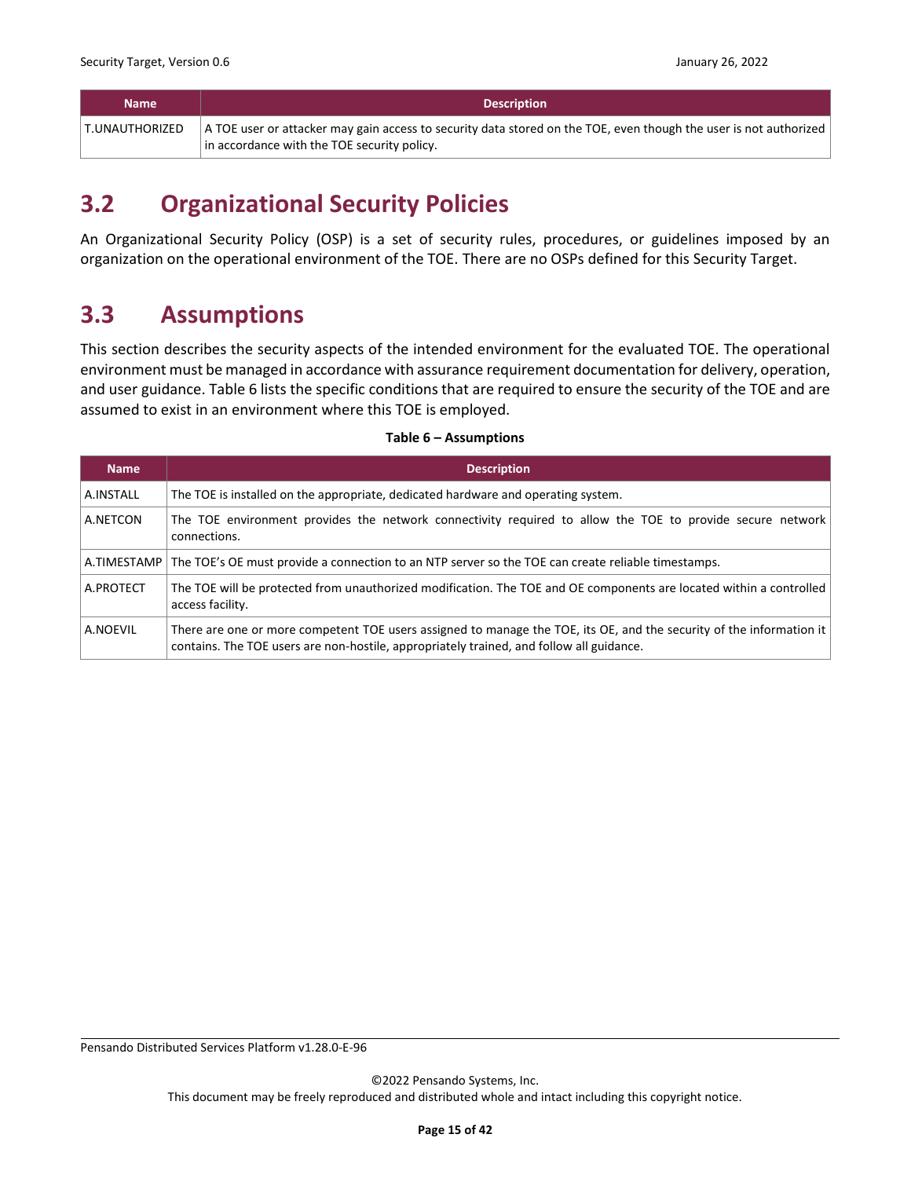| Name | Description |
|---|---|
| T.UNAUTHORIZED | A TOE user or attacker may gain access to security data stored on the TOE, even though the user is not authorized in accordance with the TOE security policy. |

## 3.2 Organizational Security Policies

An Organizational Security Policy (OSP) is a set of security rules, procedures, or guidelines imposed by an organization on the operational environment of the TOE. There are no OSPs defined for this Security Target.

## 3.3 Assumptions

This section describes the security aspects of the intended environment for the evaluated TOE. The operational environment must be managed in accordance with assurance requirement documentation for delivery, operation, and user guidance. Table 6 lists the specific conditions that are required to ensure the security of the TOE and are assumed to exist in an environment where this TOE is employed.

**Table 6 – Assumptions**

| Name | Description |
|---|---|
| A.INSTALL | The TOE is installed on the appropriate, dedicated hardware and operating system. |
| A.NETCON | The TOE environment provides the network connectivity required to allow the TOE to provide secure network connections. |
| A.TIMESTAMP | The TOE's OE must provide a connection to an NTP server so the TOE can create reliable timestamps. |
| A.PROTECT | The TOE will be protected from unauthorized modification. The TOE and OE components are located within a controlled access facility. |
| A.NOEVIL | There are one or more competent TOE users assigned to manage the TOE, its OE, and the security of the information it contains. The TOE users are non-hostile, appropriately trained, and follow all guidance. |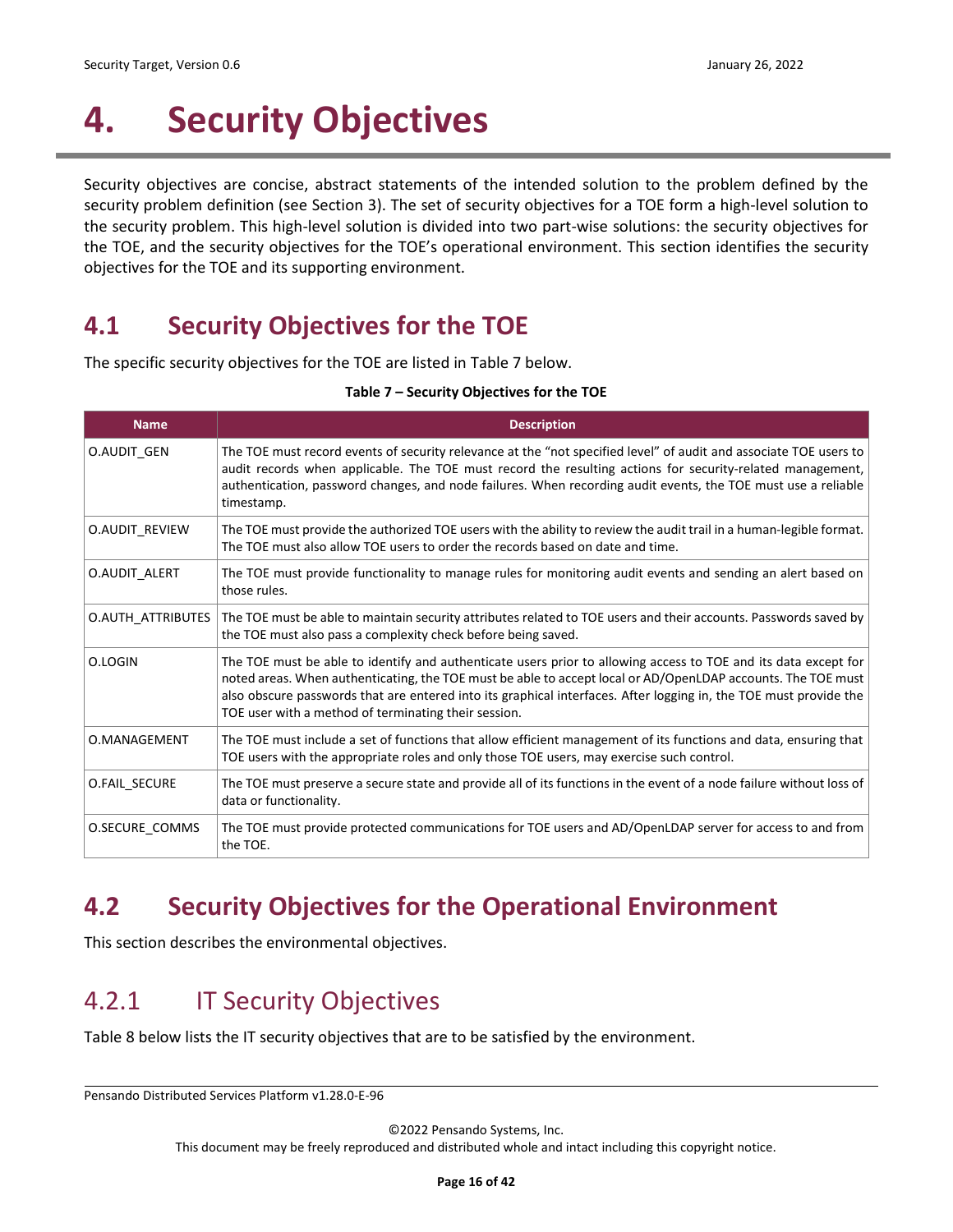# 4. Security Objectives

Security objectives are concise, abstract statements of the intended solution to the problem defined by the security problem definition (see Section 3). The set of security objectives for a TOE form a high-level solution to the security problem. This high-level solution is divided into two part-wise solutions: the security objectives for the TOE, and the security objectives for the TOE's operational environment. This section identifies the security objectives for the TOE and its supporting environment.

## 4.1 Security Objectives for the TOE

The specific security objectives for the TOE are listed in Table 7 below.

**Table 7 – Security Objectives for the TOE**

| Name | Description |
|---|---|
| O.AUDIT_GEN | The TOE must record events of security relevance at the "not specified level" of audit and associate TOE users to audit records when applicable. The TOE must record the resulting actions for security-related management, authentication, password changes, and node failures. When recording audit events, the TOE must use a reliable timestamp. |
| O.AUDIT_REVIEW | The TOE must provide the authorized TOE users with the ability to review the audit trail in a human-legible format. The TOE must also allow TOE users to order the records based on date and time. |
| O.AUDIT_ALERT | The TOE must provide functionality to manage rules for monitoring audit events and sending an alert based on those rules. |
| O.AUTH_ATTRIBUTES | The TOE must be able to maintain security attributes related to TOE users and their accounts. Passwords saved by the TOE must also pass a complexity check before being saved. |
| O.LOGIN | The TOE must be able to identify and authenticate users prior to allowing access to TOE and its data except for noted areas. When authenticating, the TOE must be able to accept local or AD/OpenLDAP accounts. The TOE must also obscure passwords that are entered into its graphical interfaces. After logging in, the TOE must provide the TOE user with a method of terminating their session. |
| O.MANAGEMENT | The TOE must include a set of functions that allow efficient management of its functions and data, ensuring that TOE users with the appropriate roles and only those TOE users, may exercise such control. |
| O.FAIL_SECURE | The TOE must preserve a secure state and provide all of its functions in the event of a node failure without loss of data or functionality. |
| O.SECURE_COMMS | The TOE must provide protected communications for TOE users and AD/OpenLDAP server for access to and from the TOE. |

## 4.2 Security Objectives for the Operational Environment

This section describes the environmental objectives.

### 4.2.1 IT Security Objectives

Table 8 below lists the IT security objectives that are to be satisfied by the environment.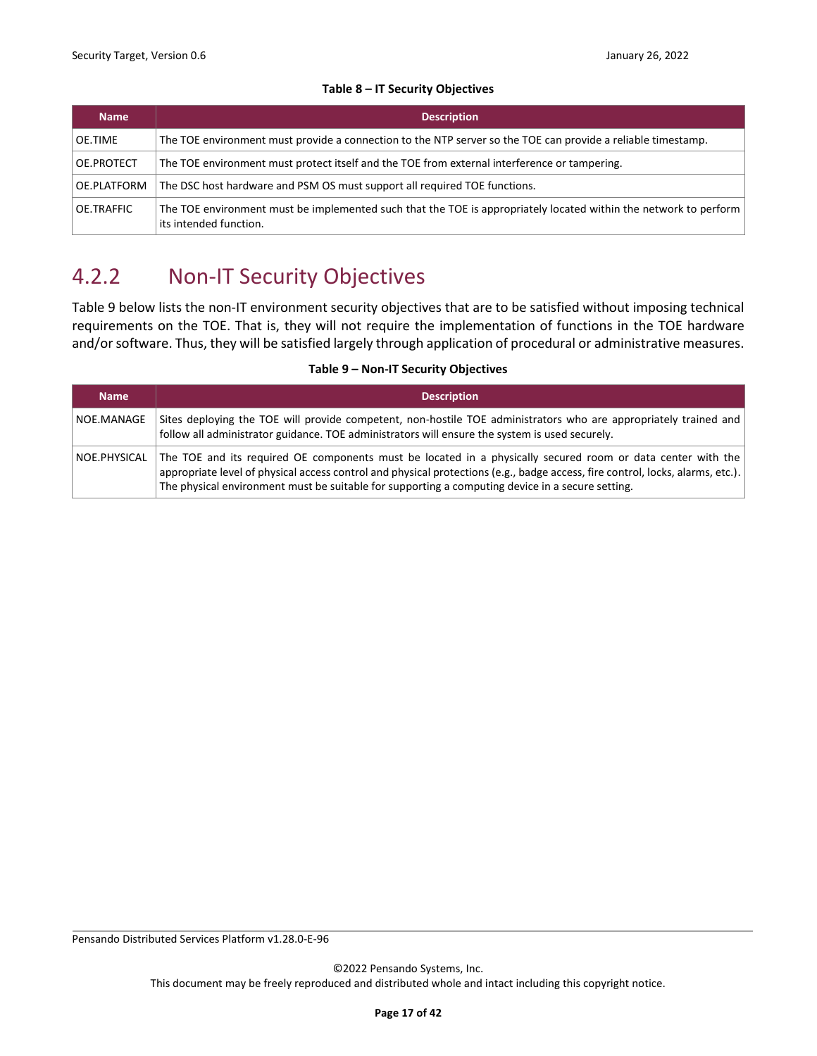**Table 8 – IT Security Objectives**

| Name | Description |
|---|---|
| OE.TIME | The TOE environment must provide a connection to the NTP server so the TOE can provide a reliable timestamp. |
| OE.PROTECT | The TOE environment must protect itself and the TOE from external interference or tampering. |
| OE.PLATFORM | The DSC host hardware and PSM OS must support all required TOE functions. |
| OE.TRAFFIC | The TOE environment must be implemented such that the TOE is appropriately located within the network to perform its intended function. |

## 4.2.2 Non-IT Security Objectives

Table 9 below lists the non-IT environment security objectives that are to be satisfied without imposing technical requirements on the TOE. That is, they will not require the implementation of functions in the TOE hardware and/or software. Thus, they will be satisfied largely through application of procedural or administrative measures.

**Table 9 – Non-IT Security Objectives**

| Name | Description |
|---|---|
| NOE.MANAGE | Sites deploying the TOE will provide competent, non-hostile TOE administrators who are appropriately trained and follow all administrator guidance. TOE administrators will ensure the system is used securely. |
| NOE.PHYSICAL | The TOE and its required OE components must be located in a physically secured room or data center with the appropriate level of physical access control and physical protections (e.g., badge access, fire control, locks, alarms, etc.). The physical environment must be suitable for supporting a computing device in a secure setting. |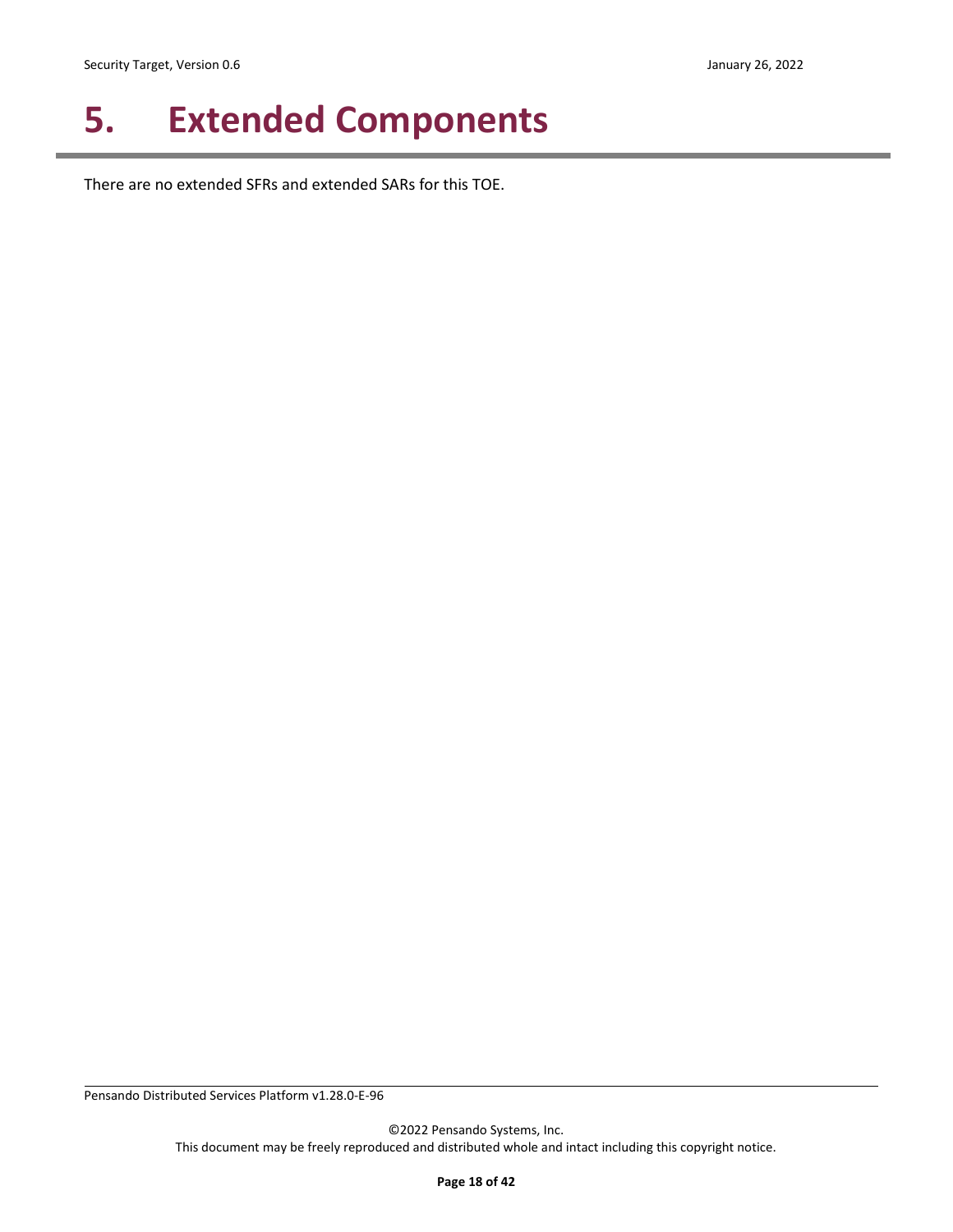# 5. Extended Components

There are no extended SFRs and extended SARs for this TOE.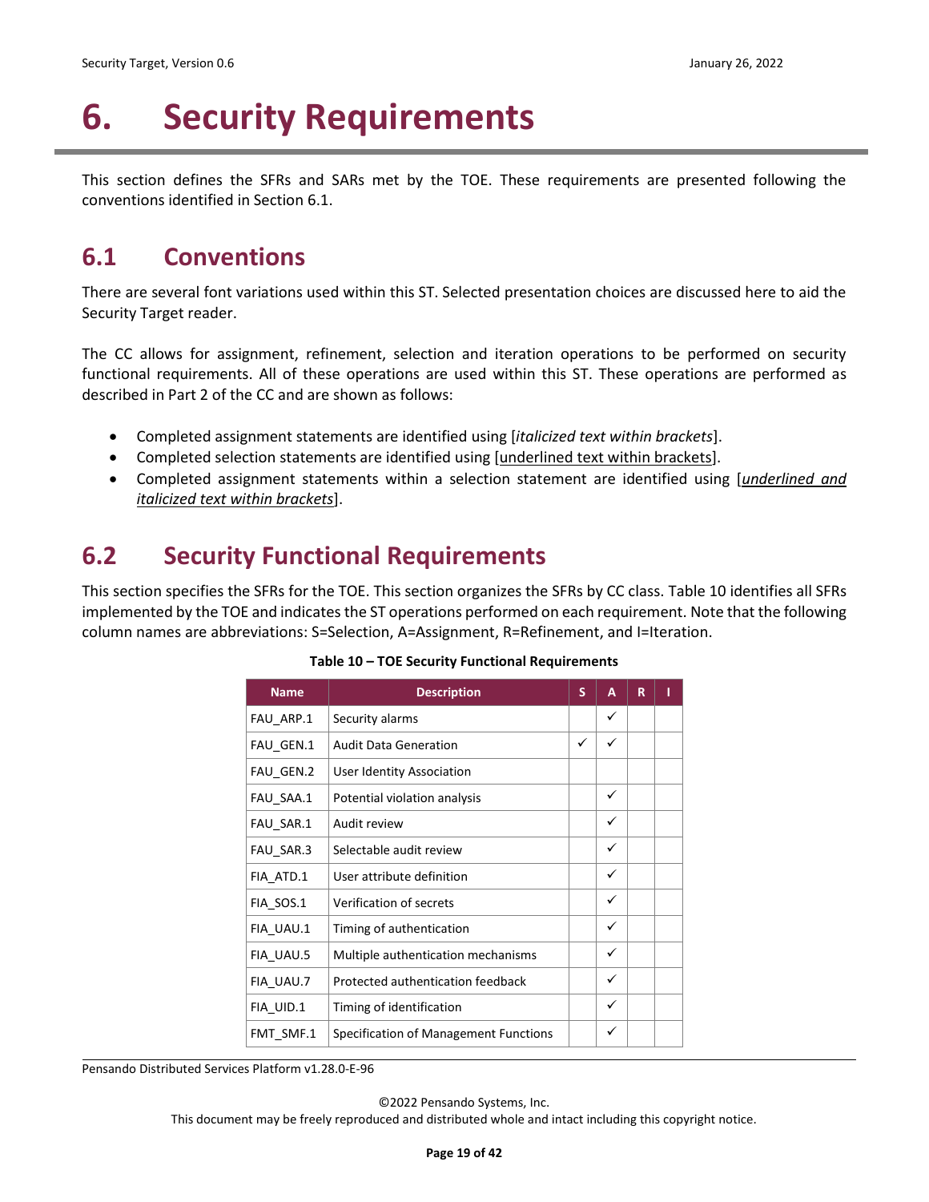# 6. Security Requirements

This section defines the SFRs and SARs met by the TOE. These requirements are presented following the conventions identified in Section 6.1.

## 6.1 Conventions

There are several font variations used within this ST. Selected presentation choices are discussed here to aid the Security Target reader.

The CC allows for assignment, refinement, selection and iteration operations to be performed on security functional requirements. All of these operations are used within this ST. These operations are performed as described in Part 2 of the CC and are shown as follows:

- Completed assignment statements are identified using [*italicized text within brackets*].
- Completed selection statements are identified using [<u>underlined text within brackets</u>].
- Completed assignment statements within a selection statement are identified using [<u>*underlined and italicized text within brackets*</u>].

## 6.2 Security Functional Requirements

This section specifies the SFRs for the TOE. This section organizes the SFRs by CC class. Table 10 identifies all SFRs implemented by the TOE and indicates the ST operations performed on each requirement. Note that the following column names are abbreviations: S=Selection, A=Assignment, R=Refinement, and I=Iteration.

**Table 10 – TOE Security Functional Requirements**

| Name | Description | S | A | R | I |
|---|---|---|---|---|---|
| FAU_ARP.1 | Security alarms | | ✓ | | |
| FAU_GEN.1 | Audit Data Generation | ✓ | ✓ | | |
| FAU_GEN.2 | User Identity Association | | | | |
| FAU_SAA.1 | Potential violation analysis | | ✓ | | |
| FAU_SAR.1 | Audit review | | ✓ | | |
| FAU_SAR.3 | Selectable audit review | | ✓ | | |
| FIA_ATD.1 | User attribute definition | | ✓ | | |
| FIA_SOS.1 | Verification of secrets | | ✓ | | |
| FIA_UAU.1 | Timing of authentication | | ✓ | | |
| FIA_UAU.5 | Multiple authentication mechanisms | | ✓ | | |
| FIA_UAU.7 | Protected authentication feedback | | ✓ | | |
| FIA_UID.1 | Timing of identification | | ✓ | | |
| FMT_SMF.1 | Specification of Management Functions | | ✓ | | |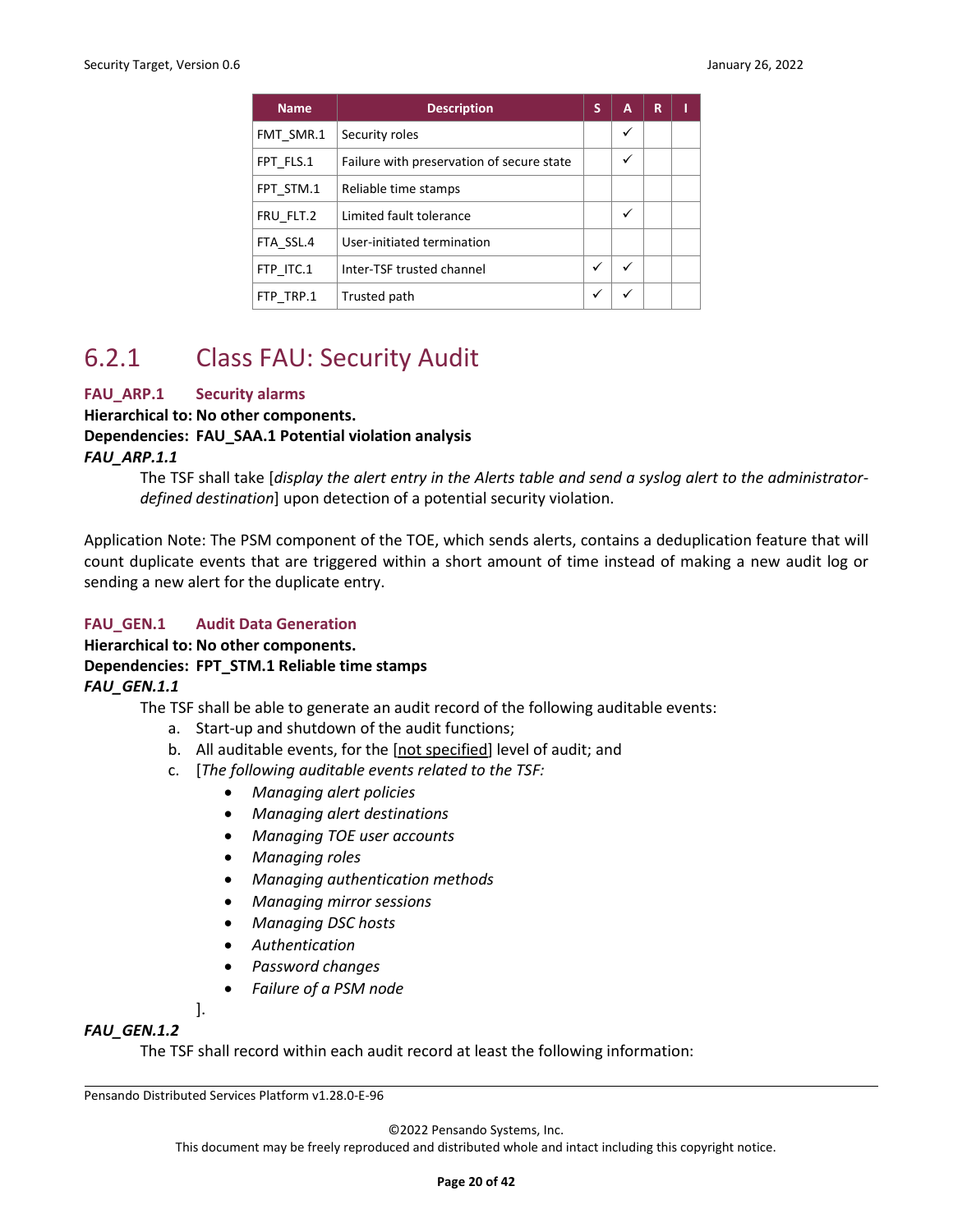| Name | Description | S | A | R | I |
|---|---|---|---|---|---|
| FMT_SMR.1 | Security roles | | ✓ | | |
| FPT_FLS.1 | Failure with preservation of secure state | | ✓ | | |
| FPT_STM.1 | Reliable time stamps | | | | |
| FRU_FLT.2 | Limited fault tolerance | | ✓ | | |
| FTA_SSL.4 | User-initiated termination | | | | |
| FTP_ITC.1 | Inter-TSF trusted channel | ✓ | ✓ | | |
| FTP_TRP.1 | Trusted path | ✓ | ✓ | | |

## 6.2.1 Class FAU: Security Audit

### FAU_ARP.1 Security alarms

**Hierarchical to: No other components.**
**Dependencies: FAU_SAA.1 Potential violation analysis**

***FAU_ARP.1.1***

The TSF shall take [*display the alert entry in the Alerts table and send a syslog alert to the administrator-defined destination*] upon detection of a potential security violation.

Application Note: The PSM component of the TOE, which sends alerts, contains a deduplication feature that will count duplicate events that are triggered within a short amount of time instead of making a new audit log or sending a new alert for the duplicate entry.

### FAU_GEN.1 Audit Data Generation

**Hierarchical to: No other components.**
**Dependencies: FPT_STM.1 Reliable time stamps**

***FAU_GEN.1.1***

The TSF shall be able to generate an audit record of the following auditable events:

a. Start-up and shutdown of the audit functions;
b. All auditable events, for the [not specified] level of audit; and
c. [*The following auditable events related to the TSF:*
   - *Managing alert policies*
   - *Managing alert destinations*
   - *Managing TOE user accounts*
   - *Managing roles*
   - *Managing authentication methods*
   - *Managing mirror sessions*
   - *Managing DSC hosts*
   - *Authentication*
   - *Password changes*
   - *Failure of a PSM node*

   ].

***FAU_GEN.1.2***

The TSF shall record within each audit record at least the following information: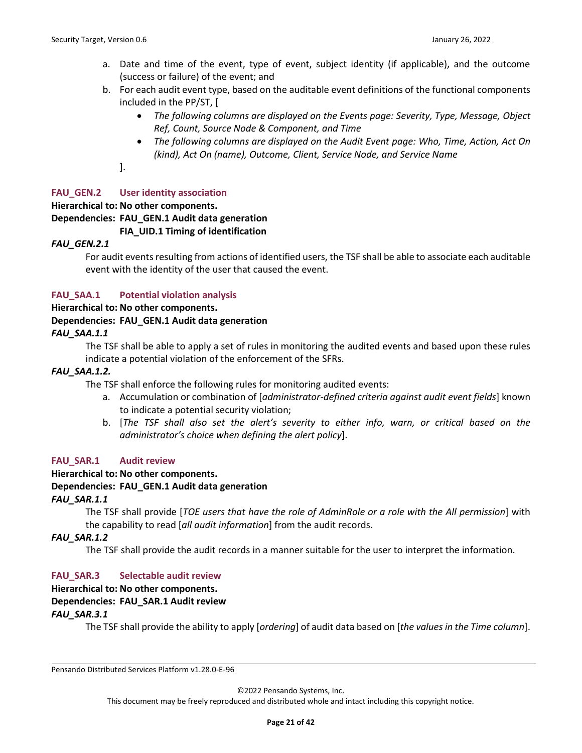a. Date and time of the event, type of event, subject identity (if applicable), and the outcome (success or failure) of the event; and
b. For each audit event type, based on the auditable event definitions of the functional components included in the PP/ST, [
    - *The following columns are displayed on the Events page: Severity, Type, Message, Object Ref, Count, Source Node & Component, and Time*
    - *The following columns are displayed on the Audit Event page: Who, Time, Action, Act On (kind), Act On (name), Outcome, Client, Service Node, and Service Name*

    ].

### FAU_GEN.2 User identity association

**Hierarchical to: No other components.**
**Dependencies: FAU_GEN.1 Audit data generation**
**FIA_UID.1 Timing of identification**

***FAU_GEN.2.1***

For audit events resulting from actions of identified users, the TSF shall be able to associate each auditable event with the identity of the user that caused the event.

### FAU_SAA.1 Potential violation analysis

**Hierarchical to: No other components.**
**Dependencies: FAU_GEN.1 Audit data generation**

***FAU_SAA.1.1***

The TSF shall be able to apply a set of rules in monitoring the audited events and based upon these rules indicate a potential violation of the enforcement of the SFRs.

***FAU_SAA.1.2.***

The TSF shall enforce the following rules for monitoring audited events:

a. Accumulation or combination of [*administrator-defined criteria against audit event fields*] known to indicate a potential security violation;
b. [*The TSF shall also set the alert's severity to either info, warn, or critical based on the administrator's choice when defining the alert policy*].

### FAU_SAR.1 Audit review

**Hierarchical to: No other components.**
**Dependencies: FAU_GEN.1 Audit data generation**

***FAU_SAR.1.1***

The TSF shall provide [*TOE users that have the role of AdminRole or a role with the All permission*] with the capability to read [*all audit information*] from the audit records.

***FAU_SAR.1.2***

The TSF shall provide the audit records in a manner suitable for the user to interpret the information.

### FAU_SAR.3 Selectable audit review

**Hierarchical to: No other components.**
**Dependencies: FAU_SAR.1 Audit review**

***FAU_SAR.3.1***

The TSF shall provide the ability to apply [*ordering*] of audit data based on [*the values in the Time column*].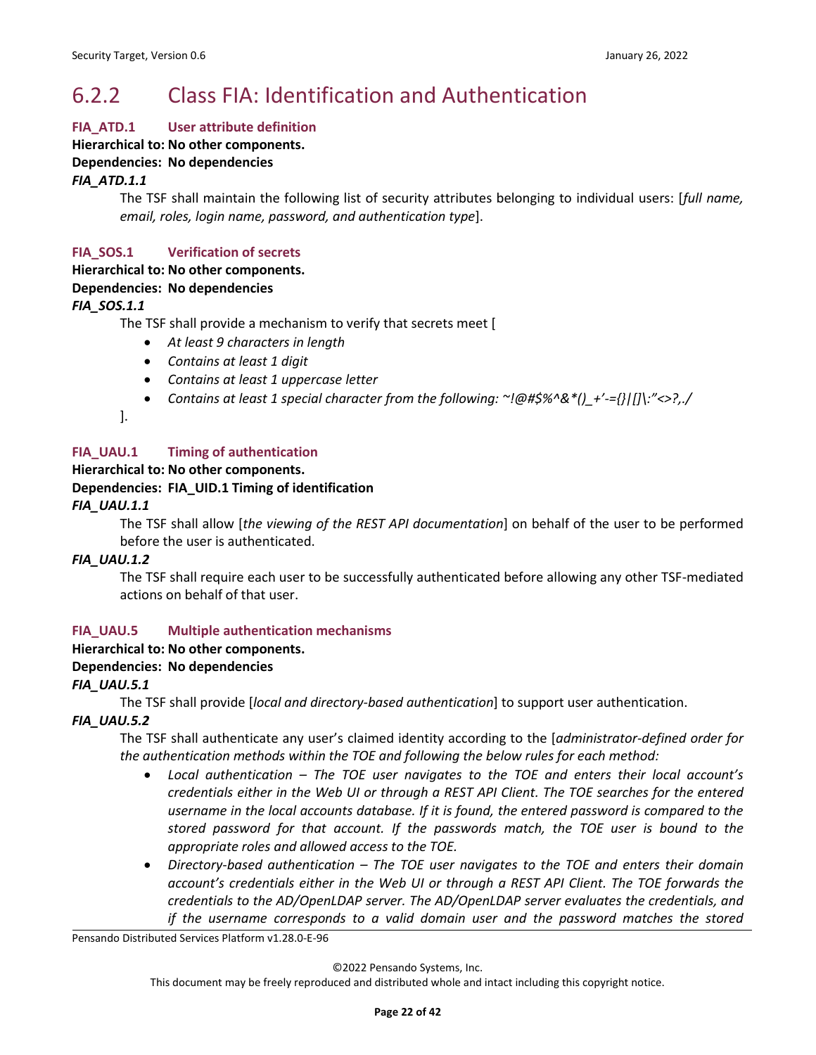## 6.2.2 Class FIA: Identification and Authentication

### FIA_ATD.1 User attribute definition

**Hierarchical to: No other components.**
**Dependencies: No dependencies**

***FIA_ATD.1.1***

The TSF shall maintain the following list of security attributes belonging to individual users: [*full name, email, roles, login name, password, and authentication type*].

### FIA_SOS.1 Verification of secrets

**Hierarchical to: No other components.**
**Dependencies: No dependencies**

***FIA_SOS.1.1***

The TSF shall provide a mechanism to verify that secrets meet [

- *At least 9 characters in length*
- *Contains at least 1 digit*
- *Contains at least 1 uppercase letter*
- *Contains at least 1 special character from the following: ~!@#$%^&*()_+'-={}|[]\:"<>?,./*

].

### FIA_UAU.1 Timing of authentication

**Hierarchical to: No other components.**
**Dependencies: FIA_UID.1 Timing of identification**

***FIA_UAU.1.1***

The TSF shall allow [*the viewing of the REST API documentation*] on behalf of the user to be performed before the user is authenticated.

***FIA_UAU.1.2***

The TSF shall require each user to be successfully authenticated before allowing any other TSF-mediated actions on behalf of that user.

### FIA_UAU.5 Multiple authentication mechanisms

**Hierarchical to: No other components.**
**Dependencies: No dependencies**

***FIA_UAU.5.1***

The TSF shall provide [*local and directory-based authentication*] to support user authentication.

***FIA_UAU.5.2***

The TSF shall authenticate any user's claimed identity according to the [*administrator-defined order for the authentication methods within the TOE and following the below rules for each method:*

- *Local authentication – The TOE user navigates to the TOE and enters their local account's credentials either in the Web UI or through a REST API Client. The TOE searches for the entered username in the local accounts database. If it is found, the entered password is compared to the stored password for that account. If the passwords match, the TOE user is bound to the appropriate roles and allowed access to the TOE.*
- *Directory-based authentication – The TOE user navigates to the TOE and enters their domain account's credentials either in the Web UI or through a REST API Client. The TOE forwards the credentials to the AD/OpenLDAP server. The AD/OpenLDAP server evaluates the credentials, and if the username corresponds to a valid domain user and the password matches the stored*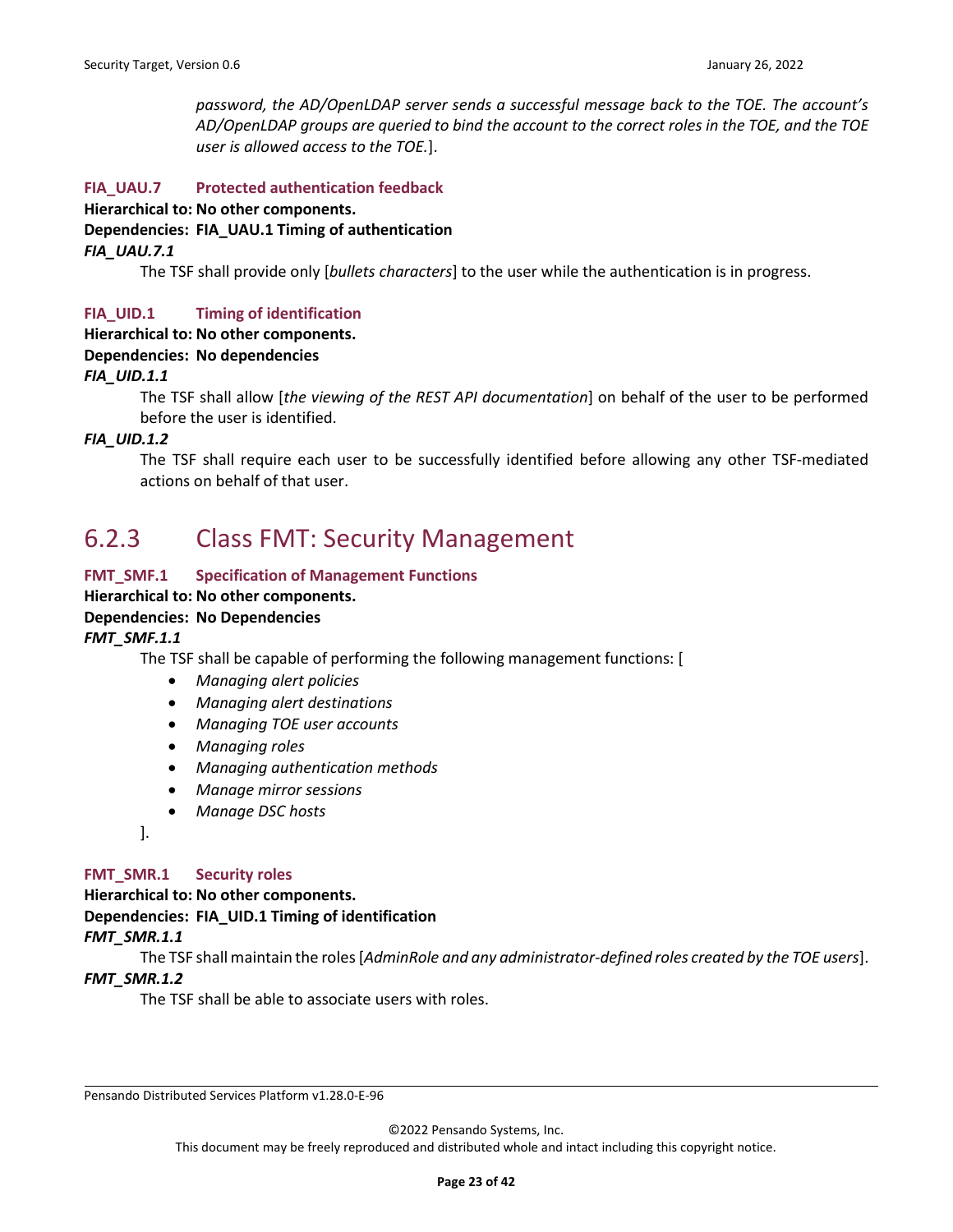*password, the AD/OpenLDAP server sends a successful message back to the TOE. The account's AD/OpenLDAP groups are queried to bind the account to the correct roles in the TOE, and the TOE user is allowed access to the TOE.*].

**FIA_UAU.7 Protected authentication feedback**

**Hierarchical to: No other components.**
**Dependencies: FIA_UAU.1 Timing of authentication**

***FIA_UAU.7.1***

The TSF shall provide only [*bullets characters*] to the user while the authentication is in progress.

**FIA_UID.1 Timing of identification**

**Hierarchical to: No other components.**
**Dependencies: No dependencies**

***FIA_UID.1.1***

The TSF shall allow [*the viewing of the REST API documentation*] on behalf of the user to be performed before the user is identified.

***FIA_UID.1.2***

The TSF shall require each user to be successfully identified before allowing any other TSF-mediated actions on behalf of that user.

## 6.2.3 Class FMT: Security Management

**FMT_SMF.1 Specification of Management Functions**

**Hierarchical to: No other components.**
**Dependencies: No Dependencies**

***FMT_SMF.1.1***

The TSF shall be capable of performing the following management functions: [

- *Managing alert policies*
- *Managing alert destinations*
- *Managing TOE user accounts*
- *Managing roles*
- *Managing authentication methods*
- *Manage mirror sessions*
- *Manage DSC hosts*

].

**FMT_SMR.1 Security roles**

**Hierarchical to: No other components.**
**Dependencies: FIA_UID.1 Timing of identification**

***FMT_SMR.1.1***

The TSF shall maintain the roles [*AdminRole and any administrator-defined roles created by the TOE users*].

***FMT_SMR.1.2***

The TSF shall be able to associate users with roles.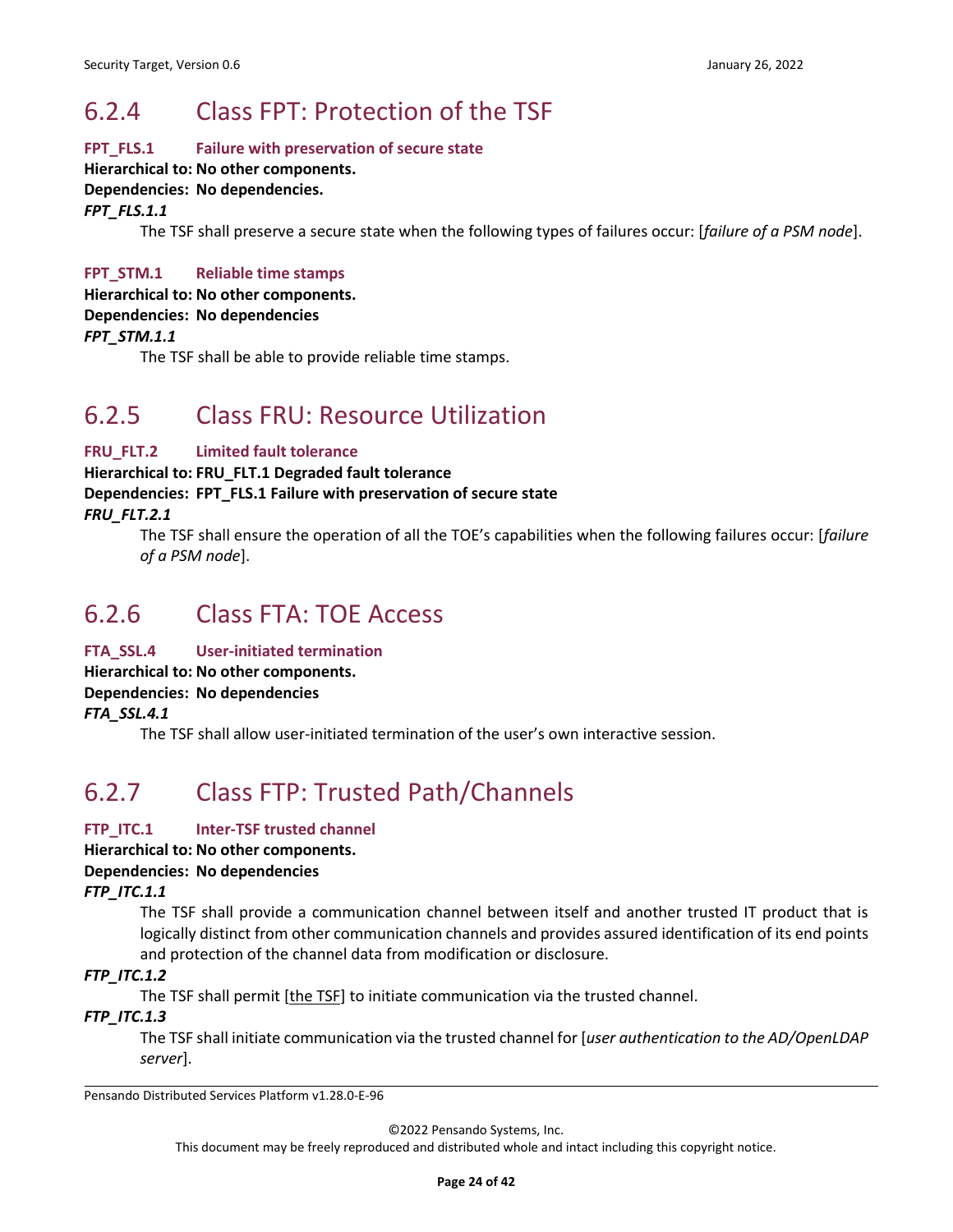## 6.2.4 Class FPT: Protection of the TSF

**FPT_FLS.1 Failure with preservation of secure state**

**Hierarchical to: No other components.**

**Dependencies: No dependencies.**

***FPT_FLS.1.1***

The TSF shall preserve a secure state when the following types of failures occur: [*failure of a PSM node*].

**FPT_STM.1 Reliable time stamps**

**Hierarchical to: No other components.**

**Dependencies: No dependencies**

***FPT_STM.1.1***

The TSF shall be able to provide reliable time stamps.

## 6.2.5 Class FRU: Resource Utilization

**FRU_FLT.2 Limited fault tolerance**

**Hierarchical to: FRU_FLT.1 Degraded fault tolerance**

**Dependencies: FPT_FLS.1 Failure with preservation of secure state**

***FRU_FLT.2.1***

The TSF shall ensure the operation of all the TOE's capabilities when the following failures occur: [*failure of a PSM node*].

## 6.2.6 Class FTA: TOE Access

**FTA_SSL.4 User-initiated termination**

**Hierarchical to: No other components.**

**Dependencies: No dependencies**

***FTA_SSL.4.1***

The TSF shall allow user-initiated termination of the user's own interactive session.

## 6.2.7 Class FTP: Trusted Path/Channels

**FTP_ITC.1 Inter-TSF trusted channel**

**Hierarchical to: No other components.**

**Dependencies: No dependencies**

***FTP_ITC.1.1***

The TSF shall provide a communication channel between itself and another trusted IT product that is logically distinct from other communication channels and provides assured identification of its end points and protection of the channel data from modification or disclosure.

***FTP_ITC.1.2***

The TSF shall permit [the TSF] to initiate communication via the trusted channel.

***FTP_ITC.1.3***

The TSF shall initiate communication via the trusted channel for [*user authentication to the AD/OpenLDAP server*].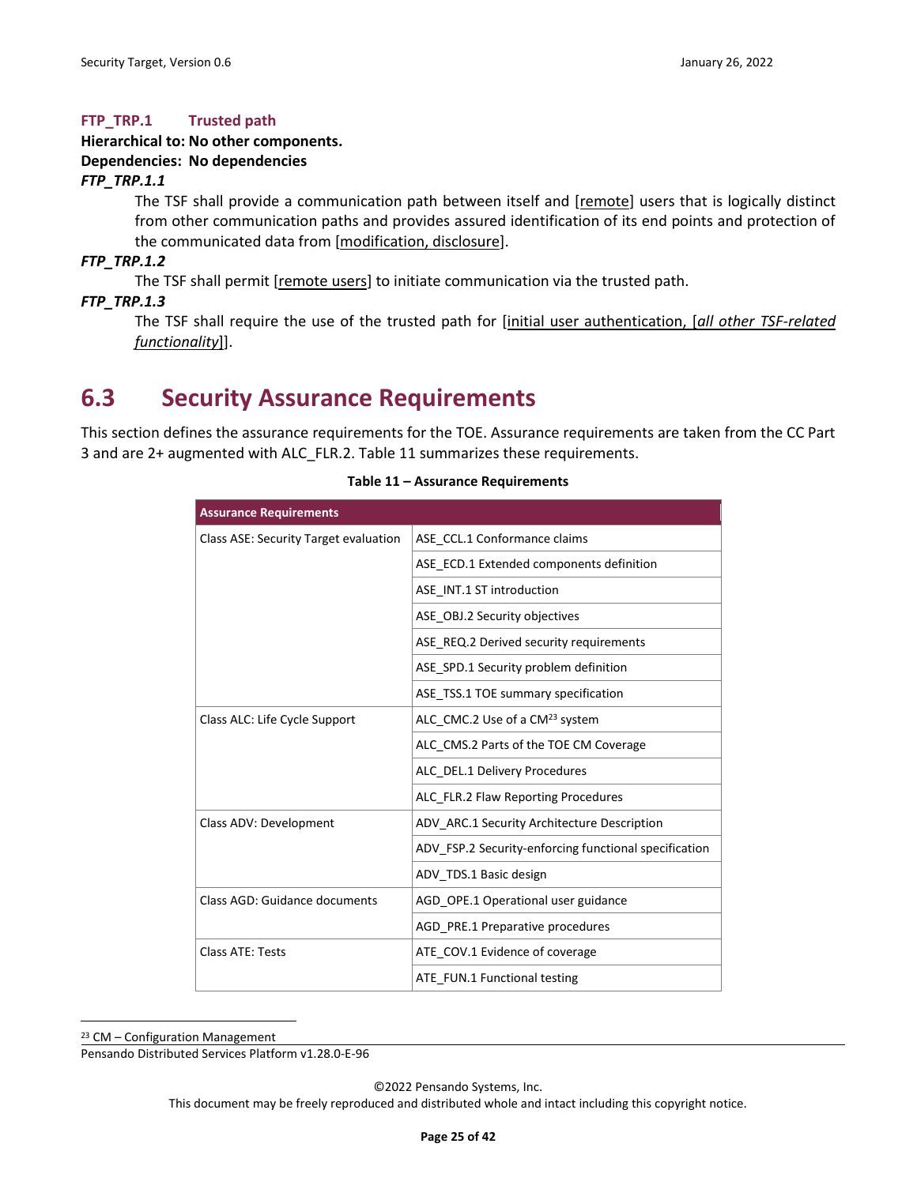#### FTP_TRP.1 Trusted path

**Hierarchical to: No other components.**

**Dependencies: No dependencies**

***FTP_TRP.1.1***

The TSF shall provide a communication path between itself and [remote] users that is logically distinct from other communication paths and provides assured identification of its end points and protection of the communicated data from [modification, disclosure].

***FTP_TRP.1.2***

The TSF shall permit [remote users] to initiate communication via the trusted path.

***FTP_TRP.1.3***

The TSF shall require the use of the trusted path for [initial user authentication, [*all other TSF-related functionality*]].

## 6.3 Security Assurance Requirements

This section defines the assurance requirements for the TOE. Assurance requirements are taken from the CC Part 3 and are 2+ augmented with ALC_FLR.2. Table 11 summarizes these requirements.

**Table 11 – Assurance Requirements**

| Assurance Requirements | |
|---|---|
| Class ASE: Security Target evaluation | ASE_CCL.1 Conformance claims |
| | ASE_ECD.1 Extended components definition |
| | ASE_INT.1 ST introduction |
| | ASE_OBJ.2 Security objectives |
| | ASE_REQ.2 Derived security requirements |
| | ASE_SPD.1 Security problem definition |
| | ASE_TSS.1 TOE summary specification |
| Class ALC: Life Cycle Support | ALC_CMC.2 Use of a CM[23] system |
| | ALC_CMS.2 Parts of the TOE CM Coverage |
| | ALC_DEL.1 Delivery Procedures |
| | ALC_FLR.2 Flaw Reporting Procedures |
| Class ADV: Development | ADV_ARC.1 Security Architecture Description |
| | ADV_FSP.2 Security-enforcing functional specification |
| | ADV_TDS.1 Basic design |
| Class AGD: Guidance documents | AGD_OPE.1 Operational user guidance |
| | AGD_PRE.1 Preparative procedures |
| Class ATE: Tests | ATE_COV.1 Evidence of coverage |
| | ATE_FUN.1 Functional testing |

[23] CM – Configuration Management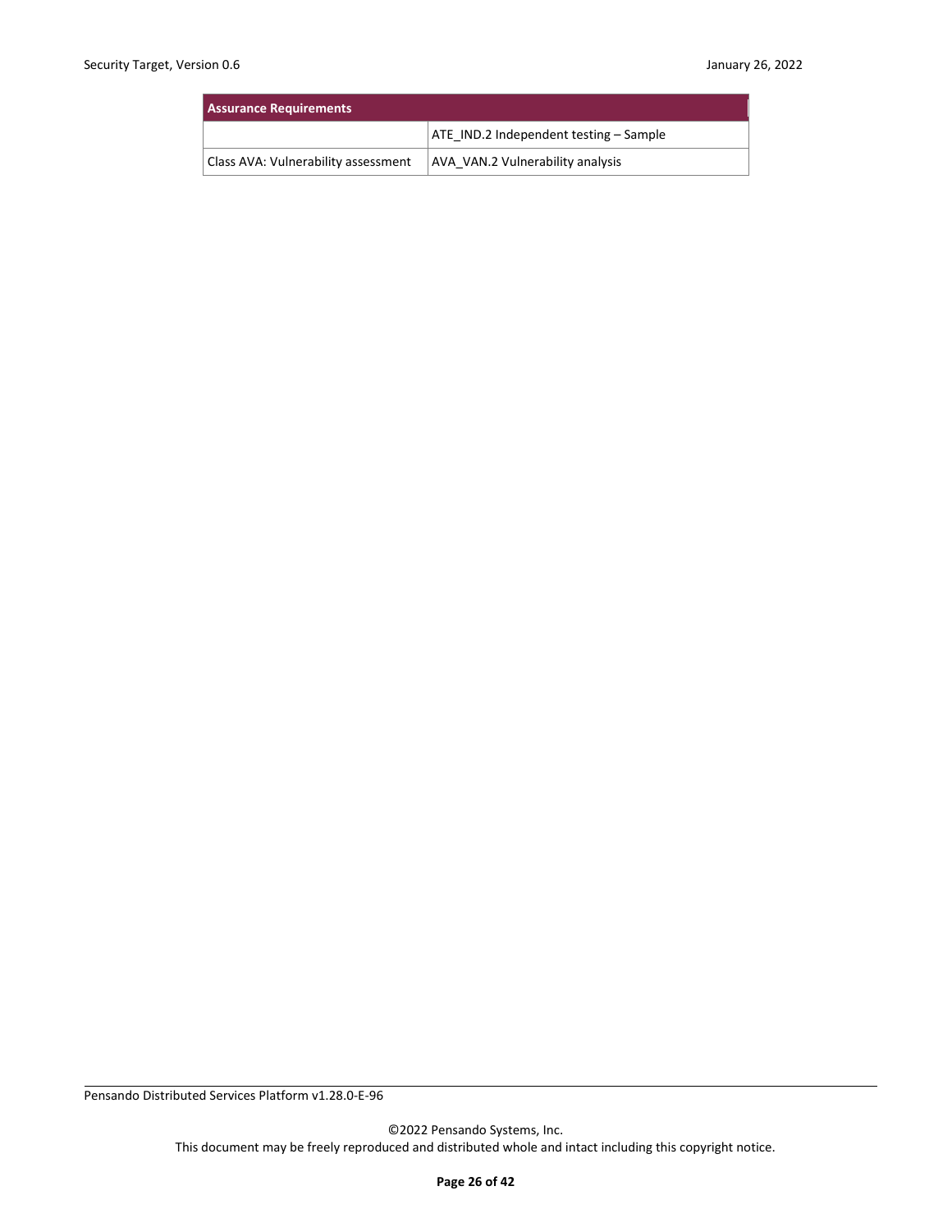| Assurance Requirements | |
| --- | --- |
| | ATE_IND.2 Independent testing – Sample |
| Class AVA: Vulnerability assessment | AVA_VAN.2 Vulnerability analysis |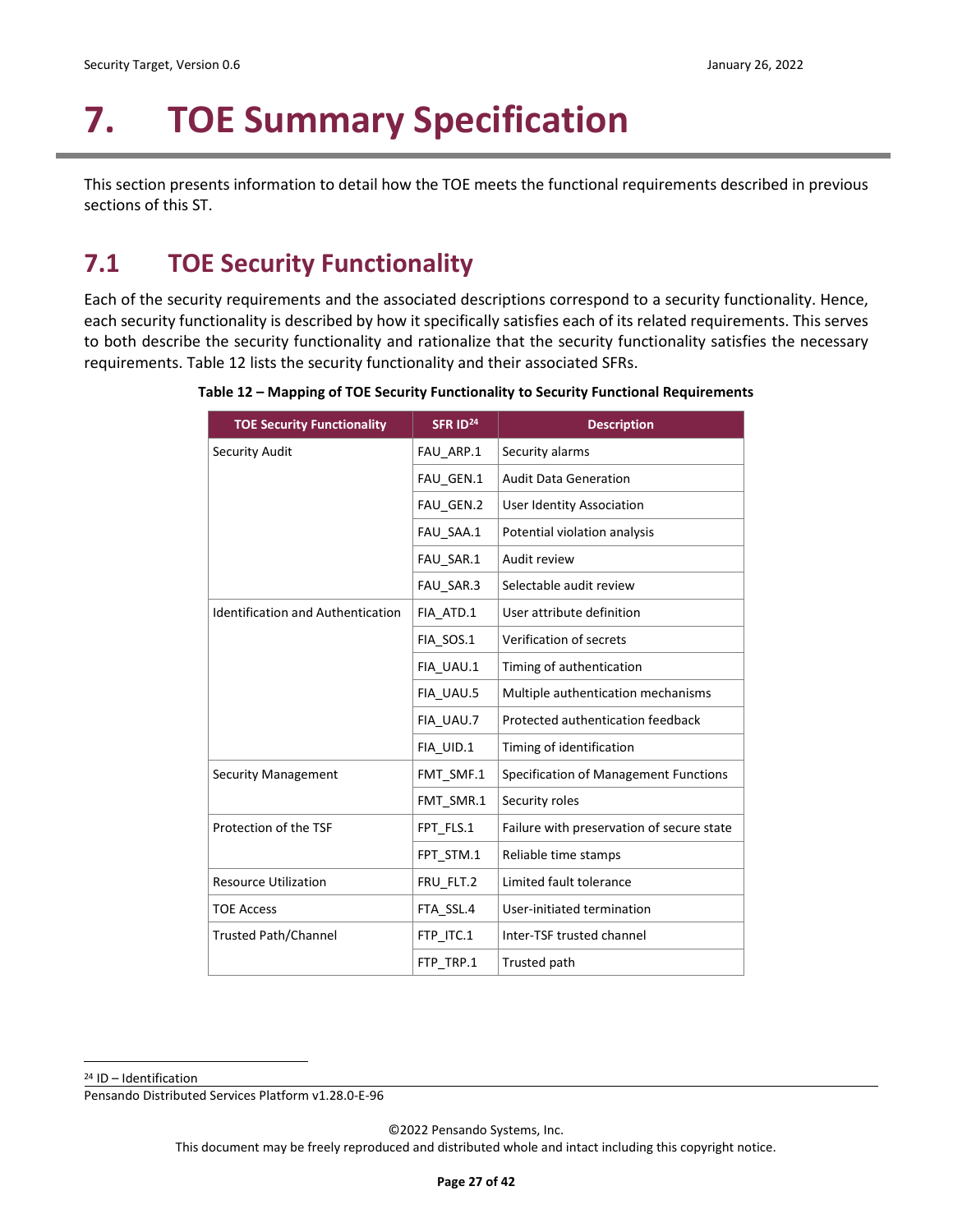# 7. TOE Summary Specification

This section presents information to detail how the TOE meets the functional requirements described in previous sections of this ST.

## 7.1 TOE Security Functionality

Each of the security requirements and the associated descriptions correspond to a security functionality. Hence, each security functionality is described by how it specifically satisfies each of its related requirements. This serves to both describe the security functionality and rationalize that the security functionality satisfies the necessary requirements. Table 12 lists the security functionality and their associated SFRs.

**Table 12 – Mapping of TOE Security Functionality to Security Functional Requirements**

| TOE Security Functionality | SFR ID[24] | Description |
|---|---|---|
| Security Audit | FAU_ARP.1 | Security alarms |
| | FAU_GEN.1 | Audit Data Generation |
| | FAU_GEN.2 | User Identity Association |
| | FAU_SAA.1 | Potential violation analysis |
| | FAU_SAR.1 | Audit review |
| | FAU_SAR.3 | Selectable audit review |
| Identification and Authentication | FIA_ATD.1 | User attribute definition |
| | FIA_SOS.1 | Verification of secrets |
| | FIA_UAU.1 | Timing of authentication |
| | FIA_UAU.5 | Multiple authentication mechanisms |
| | FIA_UAU.7 | Protected authentication feedback |
| | FIA_UID.1 | Timing of identification |
| Security Management | FMT_SMF.1 | Specification of Management Functions |
| | FMT_SMR.1 | Security roles |
| Protection of the TSF | FPT_FLS.1 | Failure with preservation of secure state |
| | FPT_STM.1 | Reliable time stamps |
| Resource Utilization | FRU_FLT.2 | Limited fault tolerance |
| TOE Access | FTA_SSL.4 | User-initiated termination |
| Trusted Path/Channel | FTP_ITC.1 | Inter-TSF trusted channel |
| | FTP_TRP.1 | Trusted path |

[24] ID – Identification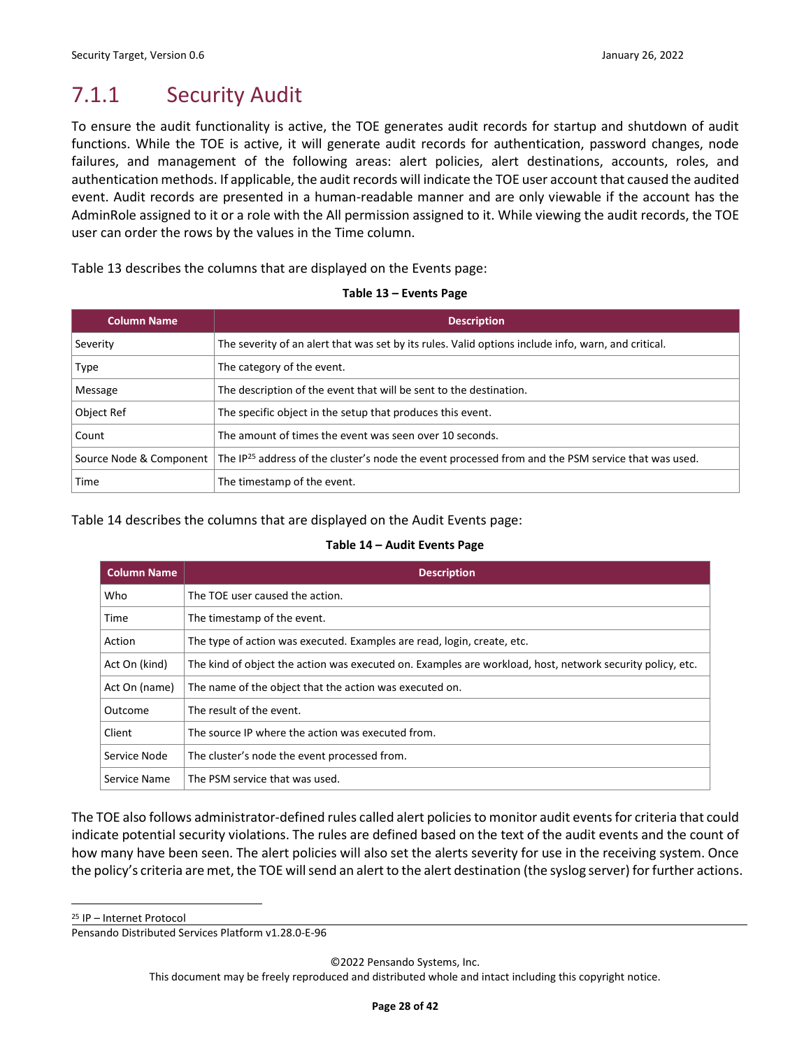## 7.1.1 Security Audit

To ensure the audit functionality is active, the TOE generates audit records for startup and shutdown of audit functions. While the TOE is active, it will generate audit records for authentication, password changes, node failures, and management of the following areas: alert policies, alert destinations, accounts, roles, and authentication methods. If applicable, the audit records will indicate the TOE user account that caused the audited event. Audit records are presented in a human-readable manner and are only viewable if the account has the AdminRole assigned to it or a role with the All permission assigned to it. While viewing the audit records, the TOE user can order the rows by the values in the Time column.

Table 13 describes the columns that are displayed on the Events page:

**Table 13 – Events Page**

| Column Name | Description |
|---|---|
| Severity | The severity of an alert that was set by its rules. Valid options include info, warn, and critical. |
| Type | The category of the event. |
| Message | The description of the event that will be sent to the destination. |
| Object Ref | The specific object in the setup that produces this event. |
| Count | The amount of times the event was seen over 10 seconds. |
| Source Node & Component | The IP[25] address of the cluster's node the event processed from and the PSM service that was used. |
| Time | The timestamp of the event. |

Table 14 describes the columns that are displayed on the Audit Events page:

**Table 14 – Audit Events Page**

| Column Name | Description |
|---|---|
| Who | The TOE user caused the action. |
| Time | The timestamp of the event. |
| Action | The type of action was executed. Examples are read, login, create, etc. |
| Act On (kind) | The kind of object the action was executed on. Examples are workload, host, network security policy, etc. |
| Act On (name) | The name of the object that the action was executed on. |
| Outcome | The result of the event. |
| Client | The source IP where the action was executed from. |
| Service Node | The cluster's node the event processed from. |
| Service Name | The PSM service that was used. |

The TOE also follows administrator-defined rules called alert policies to monitor audit events for criteria that could indicate potential security violations. The rules are defined based on the text of the audit events and the count of how many have been seen. The alert policies will also set the alerts severity for use in the receiving system. Once the policy's criteria are met, the TOE will send an alert to the alert destination (the syslog server) for further actions.

[25] IP – Internet Protocol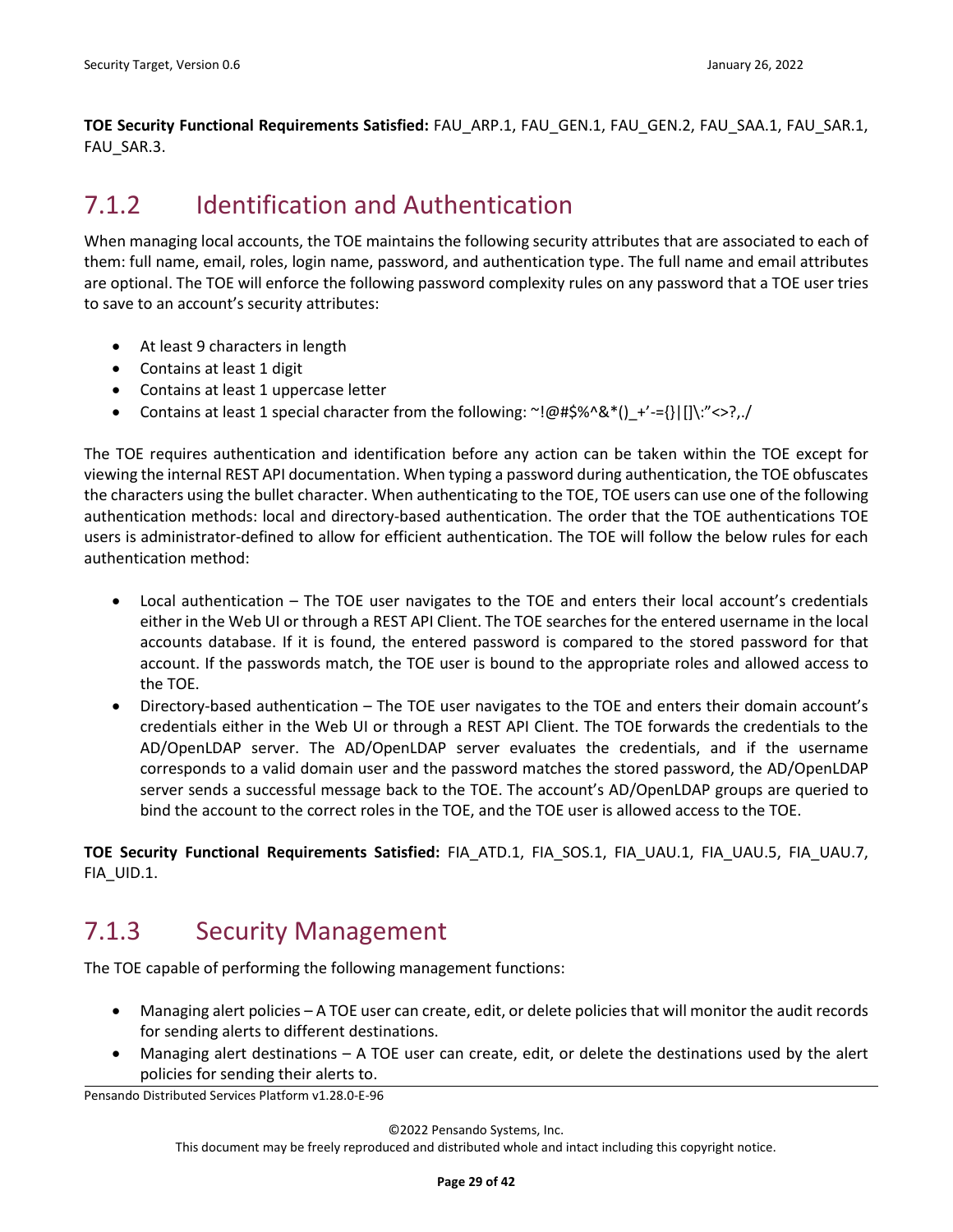**TOE Security Functional Requirements Satisfied:** FAU_ARP.1, FAU_GEN.1, FAU_GEN.2, FAU_SAA.1, FAU_SAR.1, FAU_SAR.3.

## 7.1.2 Identification and Authentication

When managing local accounts, the TOE maintains the following security attributes that are associated to each of them: full name, email, roles, login name, password, and authentication type. The full name and email attributes are optional. The TOE will enforce the following password complexity rules on any password that a TOE user tries to save to an account's security attributes:

- At least 9 characters in length
- Contains at least 1 digit
- Contains at least 1 uppercase letter
- Contains at least 1 special character from the following: ~!@#$%^&*()_+'-={}|[]\:"<>?,./

The TOE requires authentication and identification before any action can be taken within the TOE except for viewing the internal REST API documentation. When typing a password during authentication, the TOE obfuscates the characters using the bullet character. When authenticating to the TOE, TOE users can use one of the following authentication methods: local and directory-based authentication. The order that the TOE authentications TOE users is administrator-defined to allow for efficient authentication. The TOE will follow the below rules for each authentication method:

- Local authentication – The TOE user navigates to the TOE and enters their local account's credentials either in the Web UI or through a REST API Client. The TOE searches for the entered username in the local accounts database. If it is found, the entered password is compared to the stored password for that account. If the passwords match, the TOE user is bound to the appropriate roles and allowed access to the TOE.
- Directory-based authentication – The TOE user navigates to the TOE and enters their domain account's credentials either in the Web UI or through a REST API Client. The TOE forwards the credentials to the AD/OpenLDAP server. The AD/OpenLDAP server evaluates the credentials, and if the username corresponds to a valid domain user and the password matches the stored password, the AD/OpenLDAP server sends a successful message back to the TOE. The account's AD/OpenLDAP groups are queried to bind the account to the correct roles in the TOE, and the TOE user is allowed access to the TOE.

**TOE Security Functional Requirements Satisfied:** FIA_ATD.1, FIA_SOS.1, FIA_UAU.1, FIA_UAU.5, FIA_UAU.7, FIA_UID.1.

## 7.1.3 Security Management

The TOE capable of performing the following management functions:

- Managing alert policies – A TOE user can create, edit, or delete policies that will monitor the audit records for sending alerts to different destinations.
- Managing alert destinations – A TOE user can create, edit, or delete the destinations used by the alert policies for sending their alerts to.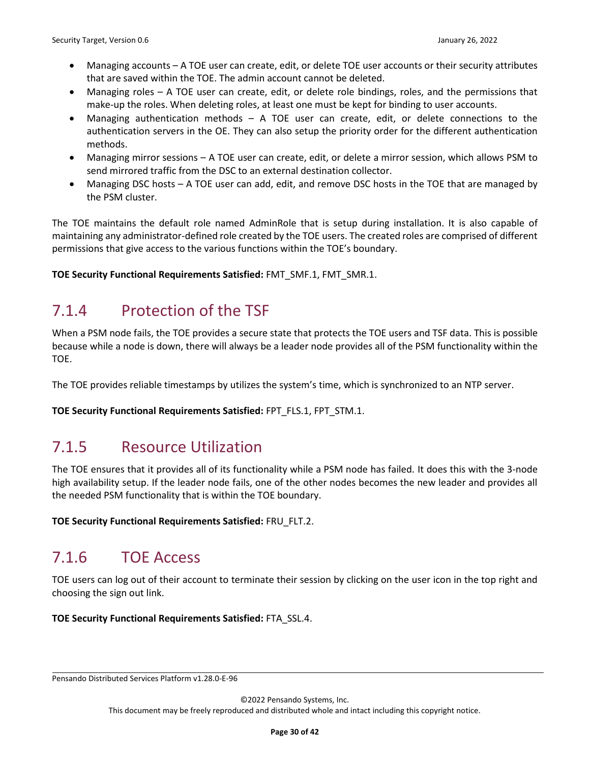- Managing accounts – A TOE user can create, edit, or delete TOE user accounts or their security attributes that are saved within the TOE. The admin account cannot be deleted.
- Managing roles – A TOE user can create, edit, or delete role bindings, roles, and the permissions that make-up the roles. When deleting roles, at least one must be kept for binding to user accounts.
- Managing authentication methods – A TOE user can create, edit, or delete connections to the authentication servers in the OE. They can also setup the priority order for the different authentication methods.
- Managing mirror sessions – A TOE user can create, edit, or delete a mirror session, which allows PSM to send mirrored traffic from the DSC to an external destination collector.
- Managing DSC hosts – A TOE user can add, edit, and remove DSC hosts in the TOE that are managed by the PSM cluster.

The TOE maintains the default role named AdminRole that is setup during installation. It is also capable of maintaining any administrator-defined role created by the TOE users. The created roles are comprised of different permissions that give access to the various functions within the TOE's boundary.

**TOE Security Functional Requirements Satisfied:** FMT_SMF.1, FMT_SMR.1.

### 7.1.4 Protection of the TSF

When a PSM node fails, the TOE provides a secure state that protects the TOE users and TSF data. This is possible because while a node is down, there will always be a leader node provides all of the PSM functionality within the TOE.

The TOE provides reliable timestamps by utilizes the system's time, which is synchronized to an NTP server.

**TOE Security Functional Requirements Satisfied:** FPT_FLS.1, FPT_STM.1.

### 7.1.5 Resource Utilization

The TOE ensures that it provides all of its functionality while a PSM node has failed. It does this with the 3-node high availability setup. If the leader node fails, one of the other nodes becomes the new leader and provides all the needed PSM functionality that is within the TOE boundary.

**TOE Security Functional Requirements Satisfied:** FRU_FLT.2.

### 7.1.6 TOE Access

TOE users can log out of their account to terminate their session by clicking on the user icon in the top right and choosing the sign out link.

**TOE Security Functional Requirements Satisfied:** FTA_SSL.4.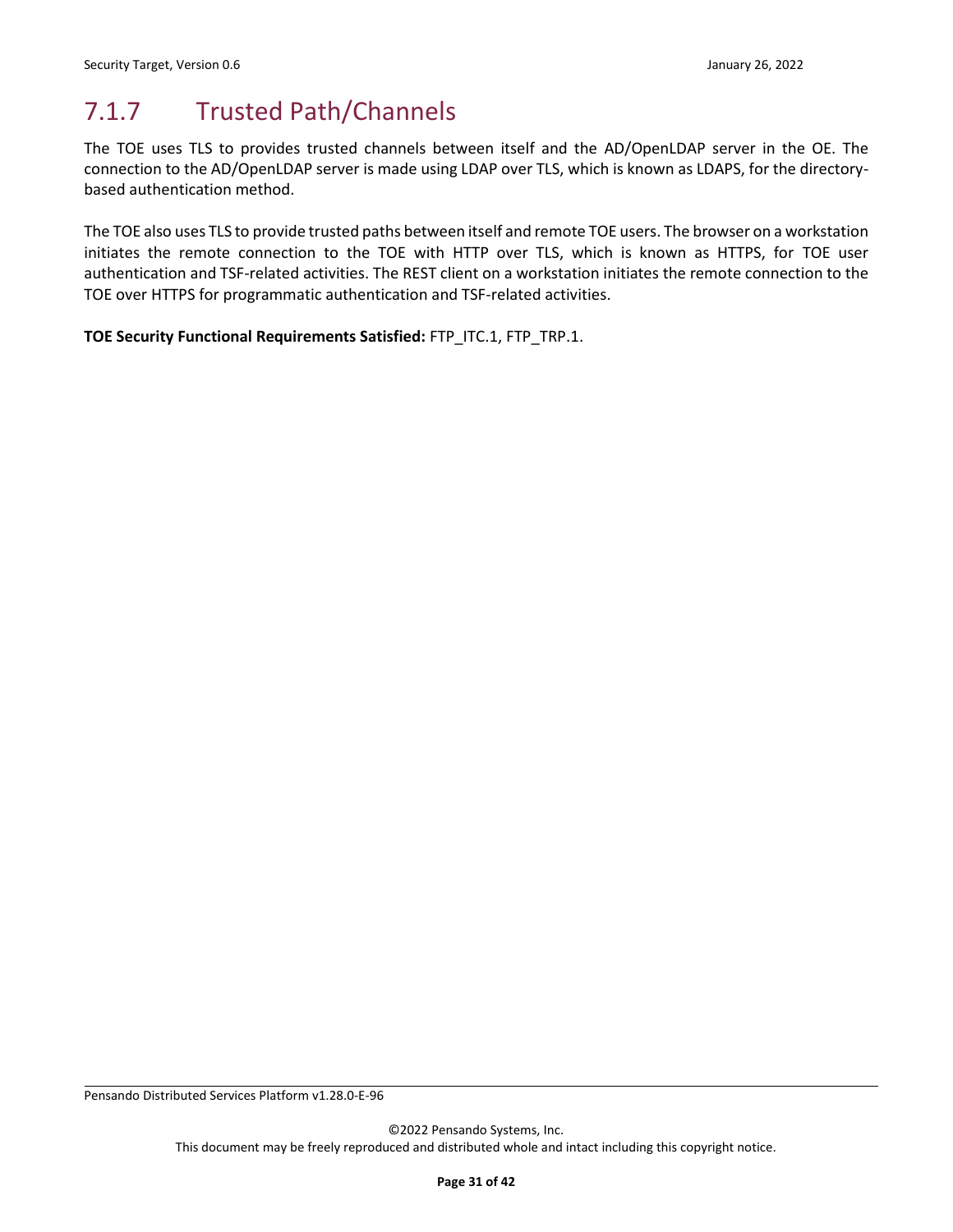### 7.1.7 Trusted Path/Channels

The TOE uses TLS to provides trusted channels between itself and the AD/OpenLDAP server in the OE. The connection to the AD/OpenLDAP server is made using LDAP over TLS, which is known as LDAPS, for the directory-based authentication method.

The TOE also uses TLS to provide trusted paths between itself and remote TOE users. The browser on a workstation initiates the remote connection to the TOE with HTTP over TLS, which is known as HTTPS, for TOE user authentication and TSF-related activities. The REST client on a workstation initiates the remote connection to the TOE over HTTPS for programmatic authentication and TSF-related activities.

**TOE Security Functional Requirements Satisfied:** FTP_ITC.1, FTP_TRP.1.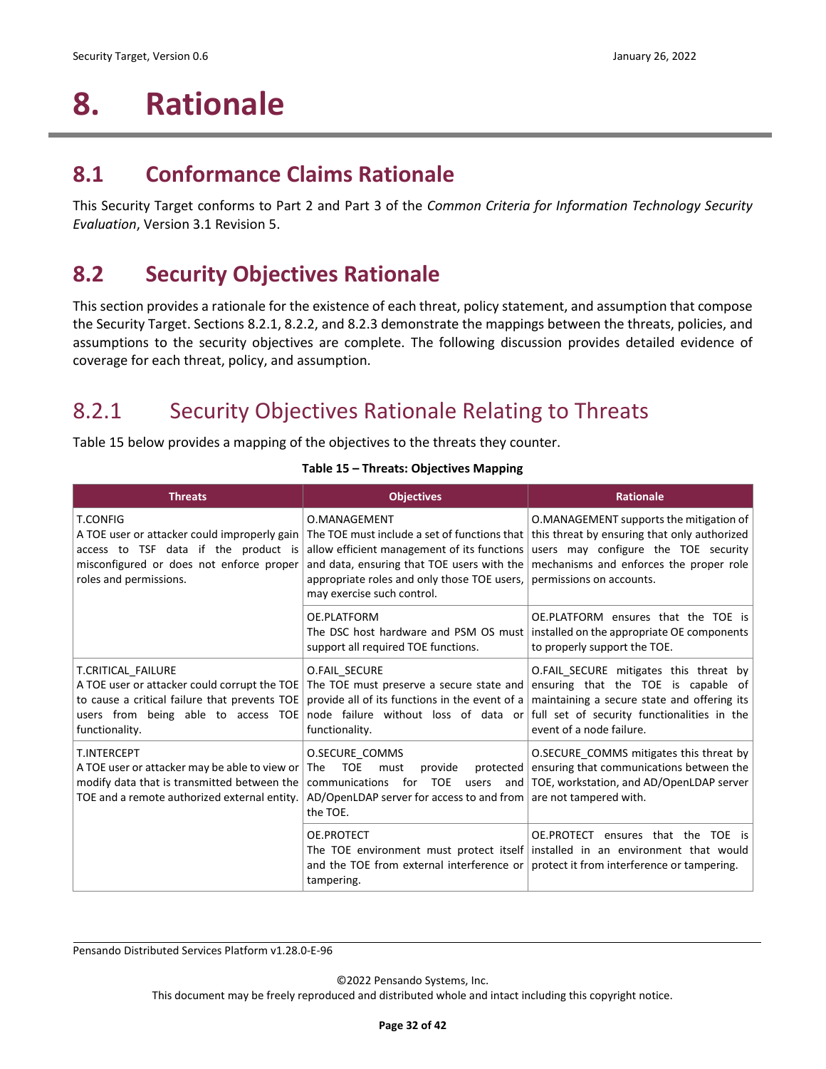# 8. Rationale

## 8.1 Conformance Claims Rationale

This Security Target conforms to Part 2 and Part 3 of the *Common Criteria for Information Technology Security Evaluation*, Version 3.1 Revision 5.

## 8.2 Security Objectives Rationale

This section provides a rationale for the existence of each threat, policy statement, and assumption that compose the Security Target. Sections 8.2.1, 8.2.2, and 8.2.3 demonstrate the mappings between the threats, policies, and assumptions to the security objectives are complete. The following discussion provides detailed evidence of coverage for each threat, policy, and assumption.

### 8.2.1 Security Objectives Rationale Relating to Threats

Table 15 below provides a mapping of the objectives to the threats they counter.

**Table 15 – Threats: Objectives Mapping**

| Threats | Objectives | Rationale |
|---|---|---|
| T.CONFIG<br>A TOE user or attacker could improperly gain access to TSF data if the product is misconfigured or does not enforce proper roles and permissions. | O.MANAGEMENT<br>The TOE must include a set of functions that allow efficient management of its functions and data, ensuring that TOE users with the appropriate roles and only those TOE users, may exercise such control. | O.MANAGEMENT supports the mitigation of this threat by ensuring that only authorized users may configure the TOE security mechanisms and enforces the proper role permissions on accounts. |
| | OE.PLATFORM<br>The DSC host hardware and PSM OS must support all required TOE functions. | OE.PLATFORM ensures that the TOE is installed on the appropriate OE components to properly support the TOE. |
| T.CRITICAL_FAILURE<br>A TOE user or attacker could corrupt the TOE to cause a critical failure that prevents TOE users from being able to access TOE functionality. | O.FAIL_SECURE<br>The TOE must preserve a secure state and provide all of its functions in the event of a node failure without loss of data or functionality. | O.FAIL_SECURE mitigates this threat by ensuring that the TOE is capable of maintaining a secure state and offering its full set of security functionalities in the event of a node failure. |
| T.INTERCEPT<br>A TOE user or attacker may be able to view or modify data that is transmitted between the TOE and a remote authorized external entity. | O.SECURE_COMMS<br>The TOE must provide protected communications for TOE users and AD/OpenLDAP server for access to and from the TOE. | O.SECURE_COMMS mitigates this threat by ensuring that communications between the TOE, workstation, and AD/OpenLDAP server are not tampered with. |
| | OE.PROTECT<br>The TOE environment must protect itself and the TOE from external interference or tampering. | OE.PROTECT ensures that the TOE is installed in an environment that would protect it from interference or tampering. |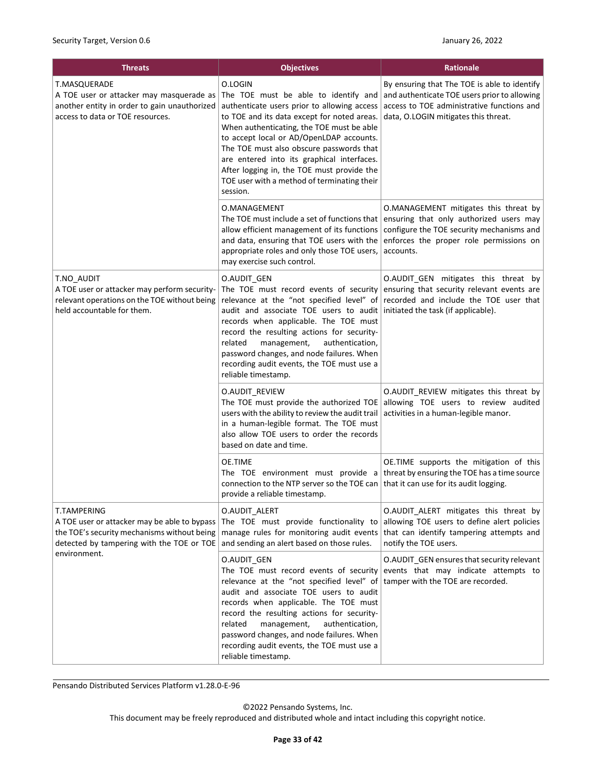| Threats | Objectives | Rationale |
|---|---|---|
| T.MASQUERADE<br>A TOE user or attacker may masquerade as another entity in order to gain unauthorized access to data or TOE resources. | O.LOGIN<br>The TOE must be able to identify and authenticate users prior to allowing access to TOE and its data except for noted areas. When authenticating, the TOE must be able to accept local or AD/OpenLDAP accounts. The TOE must also obscure passwords that are entered into its graphical interfaces. After logging in, the TOE must provide the TOE user with a method of terminating their session. | By ensuring that The TOE is able to identify and authenticate TOE users prior to allowing access to TOE administrative functions and data, O.LOGIN mitigates this threat. |
| | O.MANAGEMENT<br>The TOE must include a set of functions that allow efficient management of its functions and data, ensuring that TOE users with the appropriate roles and only those TOE users, may exercise such control. | O.MANAGEMENT mitigates this threat by ensuring that only authorized users may configure the TOE security mechanisms and enforces the proper role permissions on accounts. |
| T.NO_AUDIT<br>A TOE user or attacker may perform security-relevant operations on the TOE without being held accountable for them. | O.AUDIT_GEN<br>The TOE must record events of security relevance at the "not specified level" of audit and associate TOE users to audit records when applicable. The TOE must record the resulting actions for security-related management, authentication, password changes, and node failures. When recording audit events, the TOE must use a reliable timestamp. | O.AUDIT_GEN mitigates this threat by ensuring that security relevant events are recorded and include the TOE user that initiated the task (if applicable). |
| | O.AUDIT_REVIEW<br>The TOE must provide the authorized TOE users with the ability to review the audit trail in a human-legible format. The TOE must also allow TOE users to order the records based on date and time. | O.AUDIT_REVIEW mitigates this threat by allowing TOE users to review audited activities in a human-legible manor. |
| | OE.TIME<br>The TOE environment must provide a connection to the NTP server so the TOE can provide a reliable timestamp. | OE.TIME supports the mitigation of this threat by ensuring the TOE has a time source that it can use for its audit logging. |
| T.TAMPERING<br>A TOE user or attacker may be able to bypass the TOE's security mechanisms without being detected by tampering with the TOE or TOE environment. | O.AUDIT_ALERT<br>The TOE must provide functionality to manage rules for monitoring audit events and sending an alert based on those rules. | O.AUDIT_ALERT mitigates this threat by allowing TOE users to define alert policies that can identify tampering attempts and notify the TOE users. |
| | O.AUDIT_GEN<br>The TOE must record events of security relevance at the "not specified level" of audit and associate TOE users to audit records when applicable. The TOE must record the resulting actions for security-related management, authentication, password changes, and node failures. When recording audit events, the TOE must use a reliable timestamp. | O.AUDIT_GEN ensures that security relevant events that may indicate attempts to tamper with the TOE are recorded. |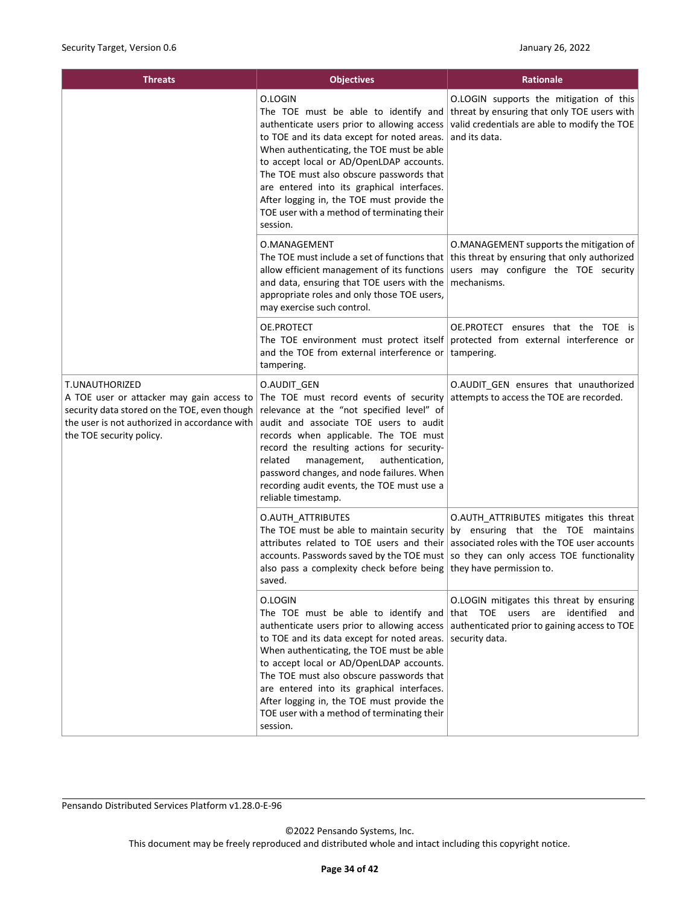| Threats | Objectives | Rationale |
|---|---|---|
| | O.LOGIN<br>The TOE must be able to identify and authenticate users prior to allowing access to TOE and its data except for noted areas. When authenticating, the TOE must be able to accept local or AD/OpenLDAP accounts. The TOE must also obscure passwords that are entered into its graphical interfaces. After logging in, the TOE must provide the TOE user with a method of terminating their session. | O.LOGIN supports the mitigation of this threat by ensuring that only TOE users with valid credentials are able to modify the TOE and its data. |
| | O.MANAGEMENT<br>The TOE must include a set of functions that allow efficient management of its functions and data, ensuring that TOE users with the appropriate roles and only those TOE users, may exercise such control. | O.MANAGEMENT supports the mitigation of this threat by ensuring that only authorized users may configure the TOE security mechanisms. |
| | OE.PROTECT<br>The TOE environment must protect itself and the TOE from external interference or tampering. | OE.PROTECT ensures that the TOE is protected from external interference or tampering. |
| T.UNAUTHORIZED<br>A TOE user or attacker may gain access to security data stored on the TOE, even though the user is not authorized in accordance with the TOE security policy. | O.AUDIT_GEN<br>The TOE must record events of security relevance at the "not specified level" of audit and associate TOE users to audit records when applicable. The TOE must record the resulting actions for security-related management, authentication, password changes, and node failures. When recording audit events, the TOE must use a reliable timestamp. | O.AUDIT_GEN ensures that unauthorized attempts to access the TOE are recorded. |
| | O.AUTH_ATTRIBUTES<br>The TOE must be able to maintain security attributes related to TOE users and their accounts. Passwords saved by the TOE must also pass a complexity check before being saved. | O.AUTH_ATTRIBUTES mitigates this threat by ensuring that the TOE maintains associated roles with the TOE user accounts so they can only access TOE functionality they have permission to. |
| | O.LOGIN<br>The TOE must be able to identify and authenticate users prior to allowing access to TOE and its data except for noted areas. When authenticating, the TOE must be able to accept local or AD/OpenLDAP accounts. The TOE must also obscure passwords that are entered into its graphical interfaces. After logging in, the TOE must provide the TOE user with a method of terminating their session. | O.LOGIN mitigates this threat by ensuring that TOE users are identified and authenticated prior to gaining access to TOE security data. |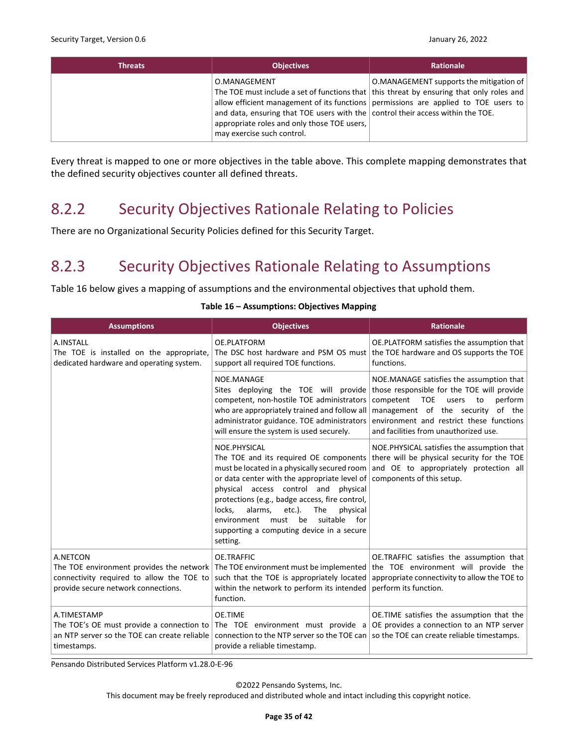| Threats | Objectives | Rationale |
|---|---|---|
| | O.MANAGEMENT<br>The TOE must include a set of functions that allow efficient management of its functions and data, ensuring that TOE users with the appropriate roles and only those TOE users, may exercise such control. | O.MANAGEMENT supports the mitigation of this threat by ensuring that only roles and permissions are applied to TOE users to control their access within the TOE. |

Every threat is mapped to one or more objectives in the table above. This complete mapping demonstrates that the defined security objectives counter all defined threats.

## 8.2.2 Security Objectives Rationale Relating to Policies

There are no Organizational Security Policies defined for this Security Target.

## 8.2.3 Security Objectives Rationale Relating to Assumptions

Table 16 below gives a mapping of assumptions and the environmental objectives that uphold them.

**Table 16 – Assumptions: Objectives Mapping**

| Assumptions | Objectives | Rationale |
|---|---|---|
| A.INSTALL<br>The TOE is installed on the appropriate, dedicated hardware and operating system. | OE.PLATFORM<br>The DSC host hardware and PSM OS must support all required TOE functions. | OE.PLATFORM satisfies the assumption that the TOE hardware and OS supports the TOE functions. |
| | NOE.MANAGE<br>Sites deploying the TOE will provide competent, non-hostile TOE administrators who are appropriately trained and follow all administrator guidance. TOE administrators will ensure the system is used securely. | NOE.MANAGE satisfies the assumption that those responsible for the TOE will provide competent TOE users to perform management of the security of the environment and restrict these functions and facilities from unauthorized use. |
| | NOE.PHYSICAL<br>The TOE and its required OE components must be located in a physically secured room or data center with the appropriate level of physical access control and physical protections (e.g., badge access, fire control, locks, alarms, etc.). The physical environment must be suitable for supporting a computing device in a secure setting. | NOE.PHYSICAL satisfies the assumption that there will be physical security for the TOE and OE to appropriately protection all components of this setup. |
| A.NETCON<br>The TOE environment provides the network connectivity required to allow the TOE to provide secure network connections. | OE.TRAFFIC<br>The TOE environment must be implemented such that the TOE is appropriately located within the network to perform its intended function. | OE.TRAFFIC satisfies the assumption that the TOE environment will provide the appropriate connectivity to allow the TOE to perform its function. |
| A.TIMESTAMP<br>The TOE's OE must provide a connection to an NTP server so the TOE can create reliable timestamps. | OE.TIME<br>The TOE environment must provide a connection to the NTP server so the TOE can provide a reliable timestamp. | OE.TIME satisfies the assumption that the OE provides a connection to an NTP server so the TOE can create reliable timestamps. |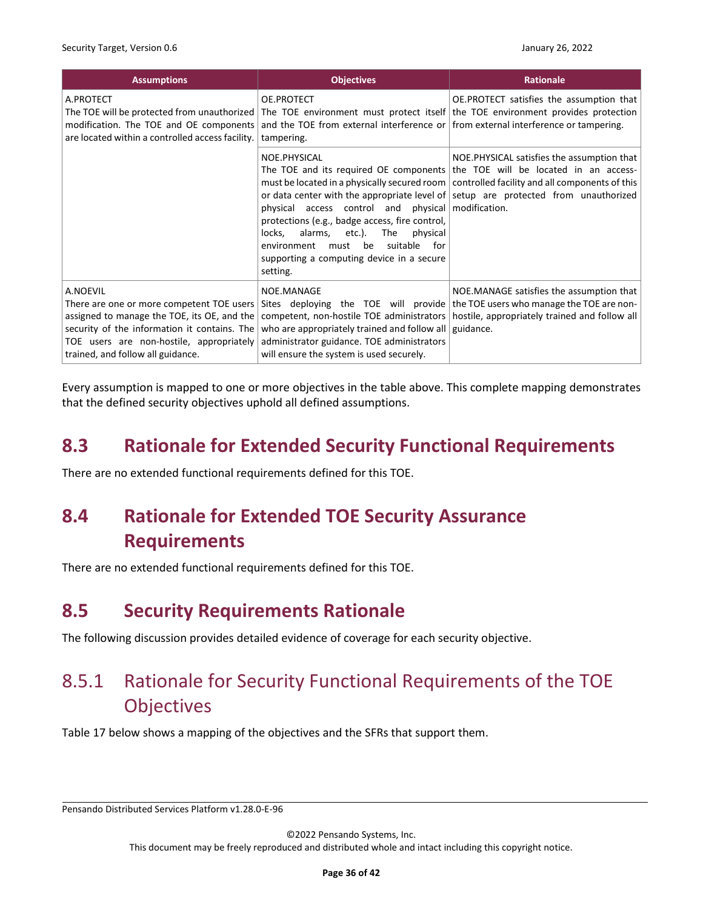| Assumptions | Objectives | Rationale |
| --- | --- | --- |
| A.PROTECT<br>The TOE will be protected from unauthorized modification. The TOE and OE components are located within a controlled access facility. | OE.PROTECT<br>The TOE environment must protect itself and the TOE from external interference or tampering. | OE.PROTECT satisfies the assumption that the TOE environment provides protection from external interference or tampering. |
| | NOE.PHYSICAL<br>The TOE and its required OE components must be located in a physically secured room or data center with the appropriate level of physical access control and physical protections (e.g., badge access, fire control, locks, alarms, etc.). The physical environment must be suitable for supporting a computing device in a secure setting. | NOE.PHYSICAL satisfies the assumption that the TOE will be located in an access-controlled facility and all components of this setup are protected from unauthorized modification. |
| A.NOEVIL<br>There are one or more competent TOE users assigned to manage the TOE, its OE, and the security of the information it contains. The TOE users are non-hostile, appropriately trained, and follow all guidance. | NOE.MANAGE<br>Sites deploying the TOE will provide competent, non-hostile TOE administrators who are appropriately trained and follow all administrator guidance. TOE administrators will ensure the system is used securely. | NOE.MANAGE satisfies the assumption that the TOE users who manage the TOE are non-hostile, appropriately trained and follow all guidance. |

Every assumption is mapped to one or more objectives in the table above. This complete mapping demonstrates that the defined security objectives uphold all defined assumptions.

## 8.3 Rationale for Extended Security Functional Requirements

There are no extended functional requirements defined for this TOE.

## 8.4 Rationale for Extended TOE Security Assurance Requirements

There are no extended functional requirements defined for this TOE.

## 8.5 Security Requirements Rationale

The following discussion provides detailed evidence of coverage for each security objective.

### 8.5.1 Rationale for Security Functional Requirements of the TOE Objectives

Table 17 below shows a mapping of the objectives and the SFRs that support them.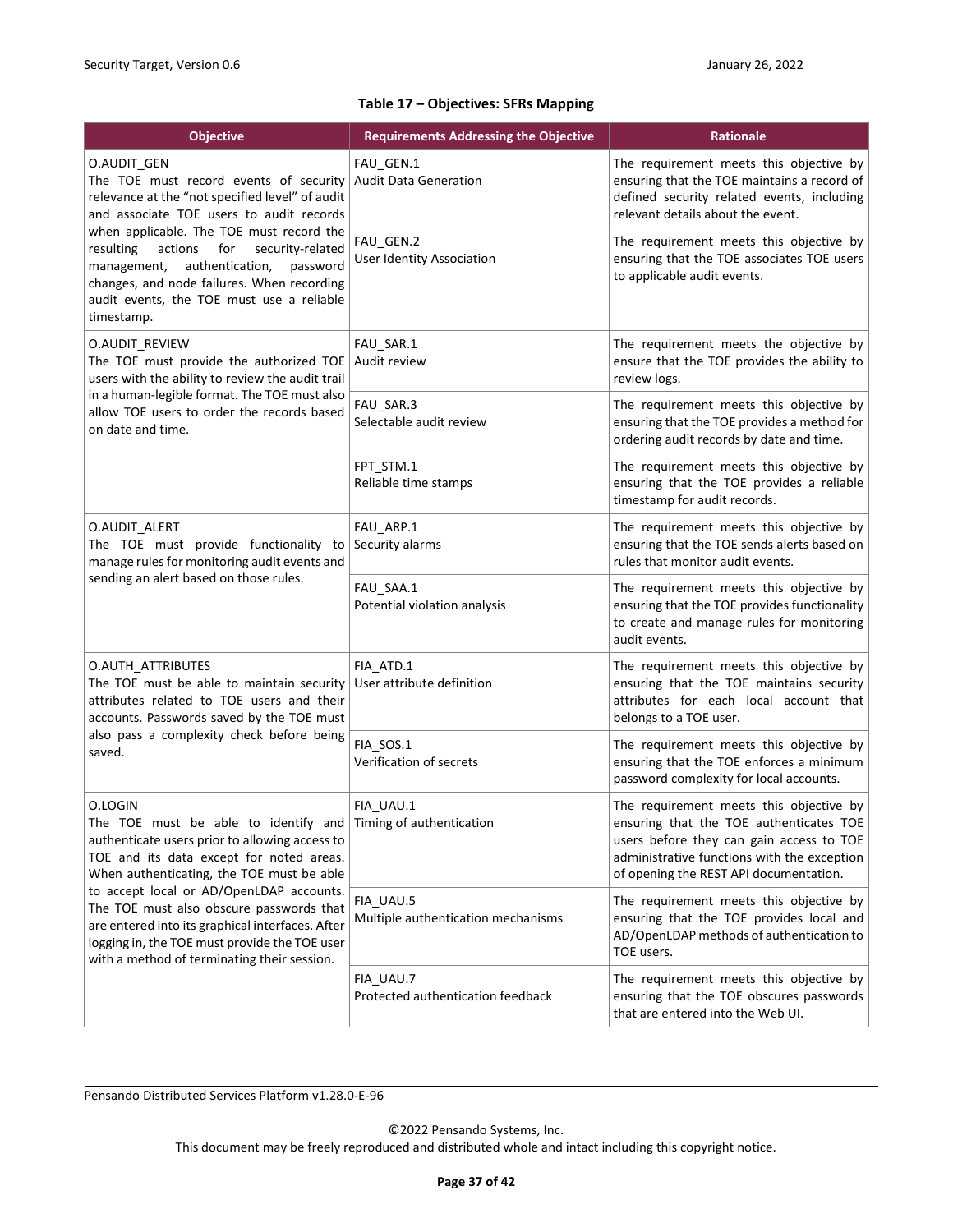**Table 17 – Objectives: SFRs Mapping**

| Objective | Requirements Addressing the Objective | Rationale |
|---|---|---|
| O.AUDIT_GEN<br>The TOE must record events of security relevance at the "not specified level" of audit and associate TOE users to audit records when applicable. The TOE must record the resulting actions for security-related management, authentication, password changes, and node failures. When recording audit events, the TOE must use a reliable timestamp. | FAU_GEN.1<br>Audit Data Generation | The requirement meets this objective by ensuring that the TOE maintains a record of defined security related events, including relevant details about the event. |
| | FAU_GEN.2<br>User Identity Association | The requirement meets this objective by ensuring that the TOE associates TOE users to applicable audit events. |
| O.AUDIT_REVIEW<br>The TOE must provide the authorized TOE users with the ability to review the audit trail in a human-legible format. The TOE must also allow TOE users to order the records based on date and time. | FAU_SAR.1<br>Audit review | The requirement meets the objective by ensure that the TOE provides the ability to review logs. |
| | FAU_SAR.3<br>Selectable audit review | The requirement meets this objective by ensuring that the TOE provides a method for ordering audit records by date and time. |
| | FPT_STM.1<br>Reliable time stamps | The requirement meets this objective by ensuring that the TOE provides a reliable timestamp for audit records. |
| O.AUDIT_ALERT<br>The TOE must provide functionality to manage rules for monitoring audit events and sending an alert based on those rules. | FAU_ARP.1<br>Security alarms | The requirement meets this objective by ensuring that the TOE sends alerts based on rules that monitor audit events. |
| | FAU_SAA.1<br>Potential violation analysis | The requirement meets this objective by ensuring that the TOE provides functionality to create and manage rules for monitoring audit events. |
| O.AUTH_ATTRIBUTES<br>The TOE must be able to maintain security attributes related to TOE users and their accounts. Passwords saved by the TOE must also pass a complexity check before being saved. | FIA_ATD.1<br>User attribute definition | The requirement meets this objective by ensuring that the TOE maintains security attributes for each local account that belongs to a TOE user. |
| | FIA_SOS.1<br>Verification of secrets | The requirement meets this objective by ensuring that the TOE enforces a minimum password complexity for local accounts. |
| O.LOGIN<br>The TOE must be able to identify and authenticate users prior to allowing access to TOE and its data except for noted areas. When authenticating, the TOE must be able to accept local or AD/OpenLDAP accounts. The TOE must also obscure passwords that are entered into its graphical interfaces. After logging in, the TOE must provide the TOE user with a method of terminating their session. | FIA_UAU.1<br>Timing of authentication | The requirement meets this objective by ensuring that the TOE authenticates TOE users before they can gain access to TOE administrative functions with the exception of opening the REST API documentation. |
| | FIA_UAU.5<br>Multiple authentication mechanisms | The requirement meets this objective by ensuring that the TOE provides local and AD/OpenLDAP methods of authentication to TOE users. |
| | FIA_UAU.7<br>Protected authentication feedback | The requirement meets this objective by ensuring that the TOE obscures passwords that are entered into the Web UI. |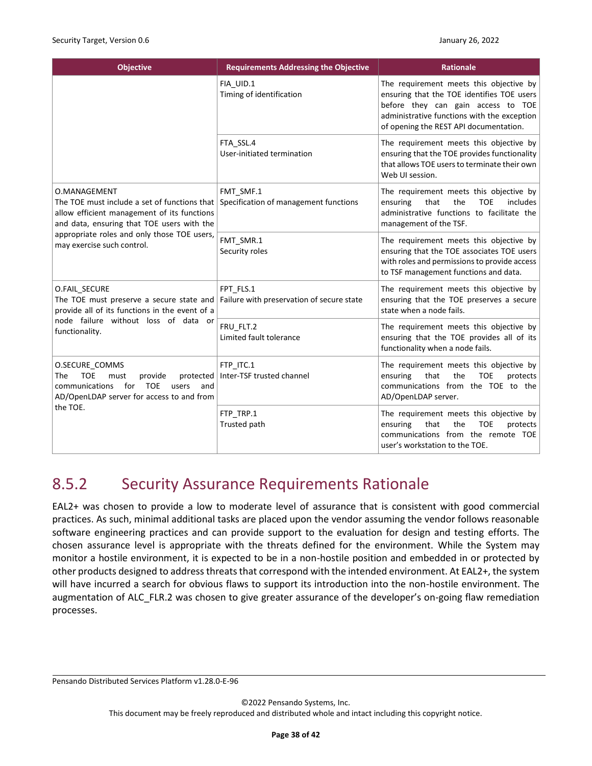| Objective | Requirements Addressing the Objective | Rationale |
| --- | --- | --- |
| | FIA_UID.1<br>Timing of identification | The requirement meets this objective by ensuring that the TOE identifies TOE users before they can gain access to TOE administrative functions with the exception of opening the REST API documentation. |
| | FTA_SSL.4<br>User-initiated termination | The requirement meets this objective by ensuring that the TOE provides functionality that allows TOE users to terminate their own Web UI session. |
| O.MANAGEMENT<br>The TOE must include a set of functions that allow efficient management of its functions and data, ensuring that TOE users with the appropriate roles and only those TOE users, may exercise such control. | FMT_SMF.1<br>Specification of management functions | The requirement meets this objective by ensuring that the TOE includes administrative functions to facilitate the management of the TSF. |
| | FMT_SMR.1<br>Security roles | The requirement meets this objective by ensuring that the TOE associates TOE users with roles and permissions to provide access to TSF management functions and data. |
| O.FAIL_SECURE<br>The TOE must preserve a secure state and provide all of its functions in the event of a node failure without loss of data or functionality. | FPT_FLS.1<br>Failure with preservation of secure state | The requirement meets this objective by ensuring that the TOE preserves a secure state when a node fails. |
| | FRU_FLT.2<br>Limited fault tolerance | The requirement meets this objective by ensuring that the TOE provides all of its functionality when a node fails. |
| O.SECURE_COMMS<br>The TOE must provide protected communications for TOE users and AD/OpenLDAP server for access to and from the TOE. | FTP_ITC.1<br>Inter-TSF trusted channel | The requirement meets this objective by ensuring that the TOE protects communications from the TOE to the AD/OpenLDAP server. |
| | FTP_TRP.1<br>Trusted path | The requirement meets this objective by ensuring that the TOE protects communications from the remote TOE user's workstation to the TOE. |

## 8.5.2 Security Assurance Requirements Rationale

EAL2+ was chosen to provide a low to moderate level of assurance that is consistent with good commercial practices. As such, minimal additional tasks are placed upon the vendor assuming the vendor follows reasonable software engineering practices and can provide support to the evaluation for design and testing efforts. The chosen assurance level is appropriate with the threats defined for the environment. While the System may monitor a hostile environment, it is expected to be in a non-hostile position and embedded in or protected by other products designed to address threats that correspond with the intended environment. At EAL2+, the system will have incurred a search for obvious flaws to support its introduction into the non-hostile environment. The augmentation of ALC_FLR.2 was chosen to give greater assurance of the developer's on-going flaw remediation processes.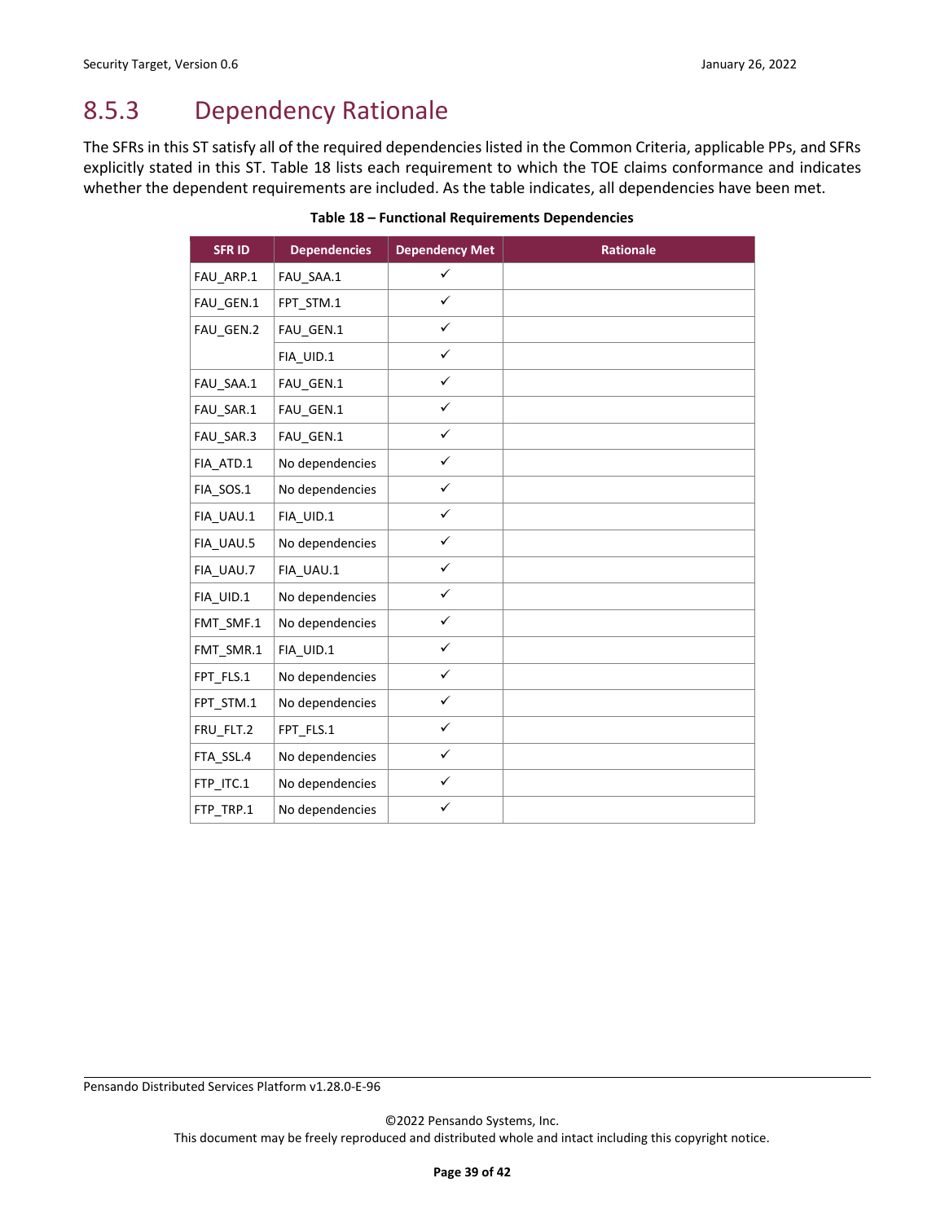## 8.5.3 Dependency Rationale

The SFRs in this ST satisfy all of the required dependencies listed in the Common Criteria, applicable PPs, and SFRs explicitly stated in this ST. Table 18 lists each requirement to which the TOE claims conformance and indicates whether the dependent requirements are included. As the table indicates, all dependencies have been met.

**Table 18 – Functional Requirements Dependencies**

| SFR ID | Dependencies | Dependency Met | Rationale |
|---|---|---|---|
| FAU_ARP.1 | FAU_SAA.1 | ✓ | |
| FAU_GEN.1 | FPT_STM.1 | ✓ | |
| FAU_GEN.2 | FAU_GEN.1 | ✓ | |
| | FIA_UID.1 | ✓ | |
| FAU_SAA.1 | FAU_GEN.1 | ✓ | |
| FAU_SAR.1 | FAU_GEN.1 | ✓ | |
| FAU_SAR.3 | FAU_GEN.1 | ✓ | |
| FIA_ATD.1 | No dependencies | ✓ | |
| FIA_SOS.1 | No dependencies | ✓ | |
| FIA_UAU.1 | FIA_UID.1 | ✓ | |
| FIA_UAU.5 | No dependencies | ✓ | |
| FIA_UAU.7 | FIA_UAU.1 | ✓ | |
| FIA_UID.1 | No dependencies | ✓ | |
| FMT_SMF.1 | No dependencies | ✓ | |
| FMT_SMR.1 | FIA_UID.1 | ✓ | |
| FPT_FLS.1 | No dependencies | ✓ | |
| FPT_STM.1 | No dependencies | ✓ | |
| FRU_FLT.2 | FPT_FLS.1 | ✓ | |
| FTA_SSL.4 | No dependencies | ✓ | |
| FTP_ITC.1 | No dependencies | ✓ | |
| FTP_TRP.1 | No dependencies | ✓ | |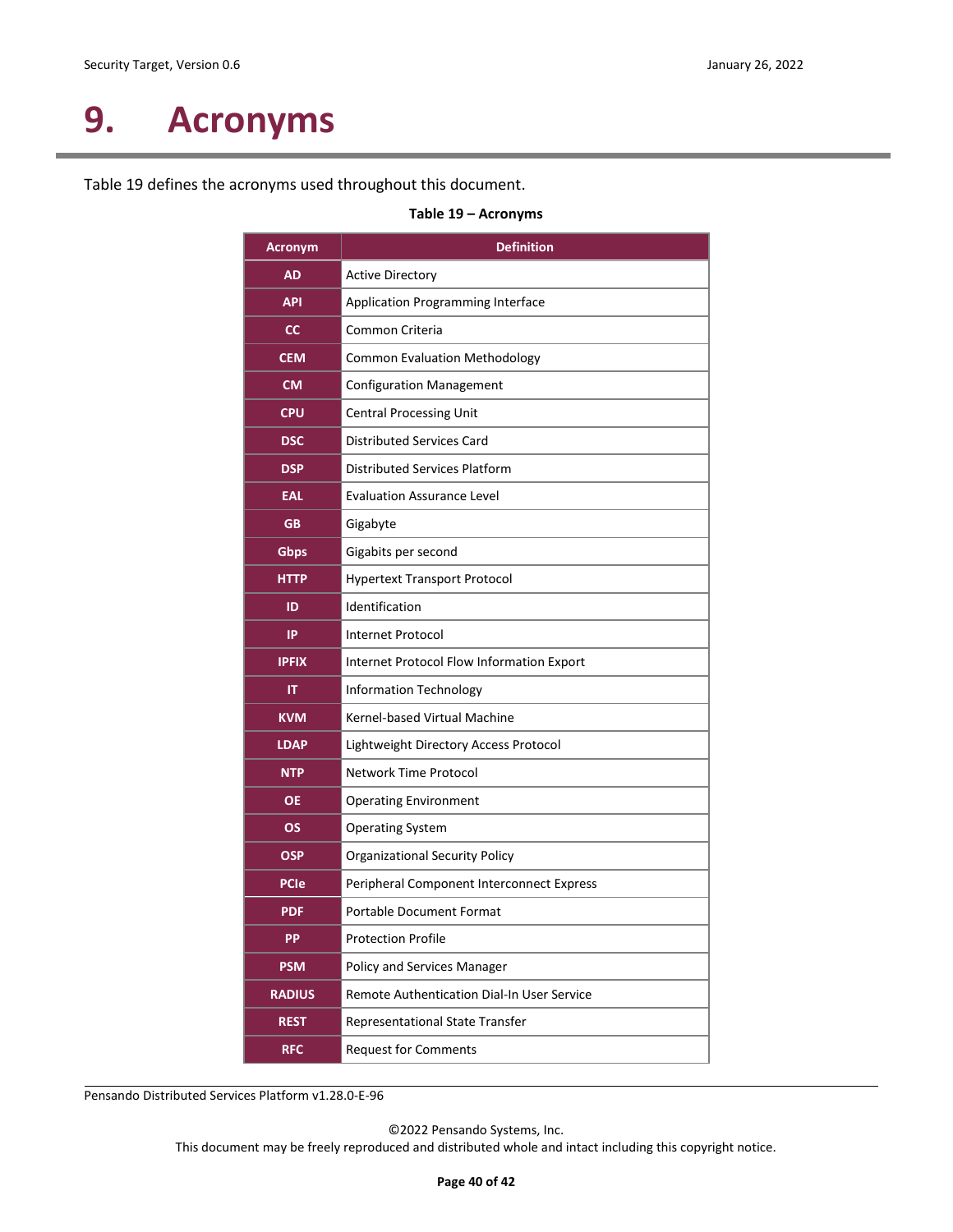# 9. Acronyms

Table 19 defines the acronyms used throughout this document.

**Table 19 – Acronyms**

| Acronym | Definition |
|---|---|
| AD | Active Directory |
| API | Application Programming Interface |
| CC | Common Criteria |
| CEM | Common Evaluation Methodology |
| CM | Configuration Management |
| CPU | Central Processing Unit |
| DSC | Distributed Services Card |
| DSP | Distributed Services Platform |
| EAL | Evaluation Assurance Level |
| GB | Gigabyte |
| Gbps | Gigabits per second |
| HTTP | Hypertext Transport Protocol |
| ID | Identification |
| IP | Internet Protocol |
| IPFIX | Internet Protocol Flow Information Export |
| IT | Information Technology |
| KVM | Kernel-based Virtual Machine |
| LDAP | Lightweight Directory Access Protocol |
| NTP | Network Time Protocol |
| OE | Operating Environment |
| OS | Operating System |
| OSP | Organizational Security Policy |
| PCIe | Peripheral Component Interconnect Express |
| PDF | Portable Document Format |
| PP | Protection Profile |
| PSM | Policy and Services Manager |
| RADIUS | Remote Authentication Dial-In User Service |
| REST | Representational State Transfer |
| RFC | Request for Comments |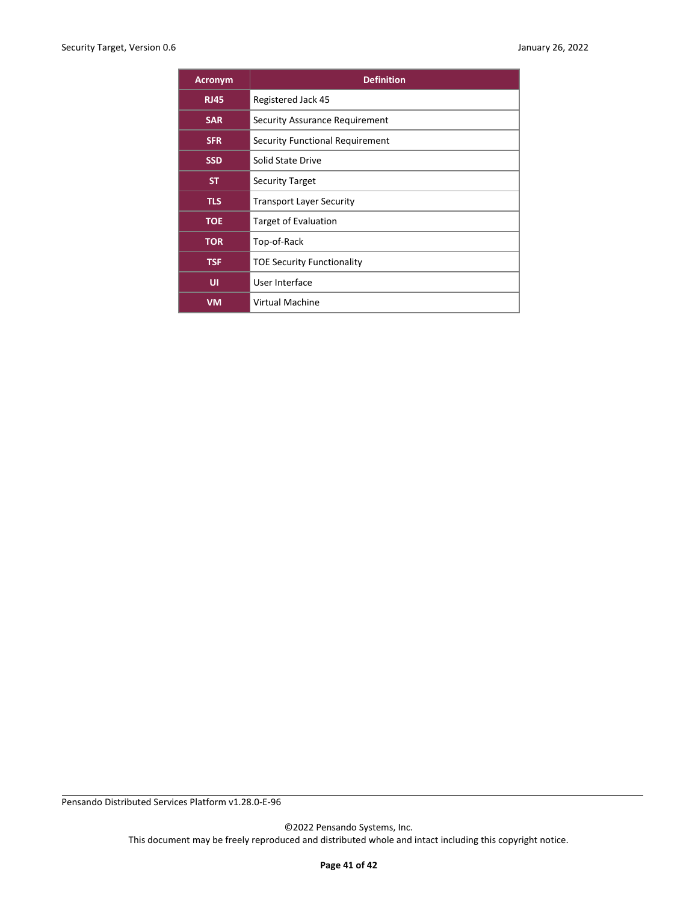| Acronym | Definition |
|---|---|
| **RJ45** | Registered Jack 45 |
| **SAR** | Security Assurance Requirement |
| **SFR** | Security Functional Requirement |
| **SSD** | Solid State Drive |
| **ST** | Security Target |
| **TLS** | Transport Layer Security |
| **TOE** | Target of Evaluation |
| **TOR** | Top-of-Rack |
| **TSF** | TOE Security Functionality |
| **UI** | User Interface |
| **VM** | Virtual Machine |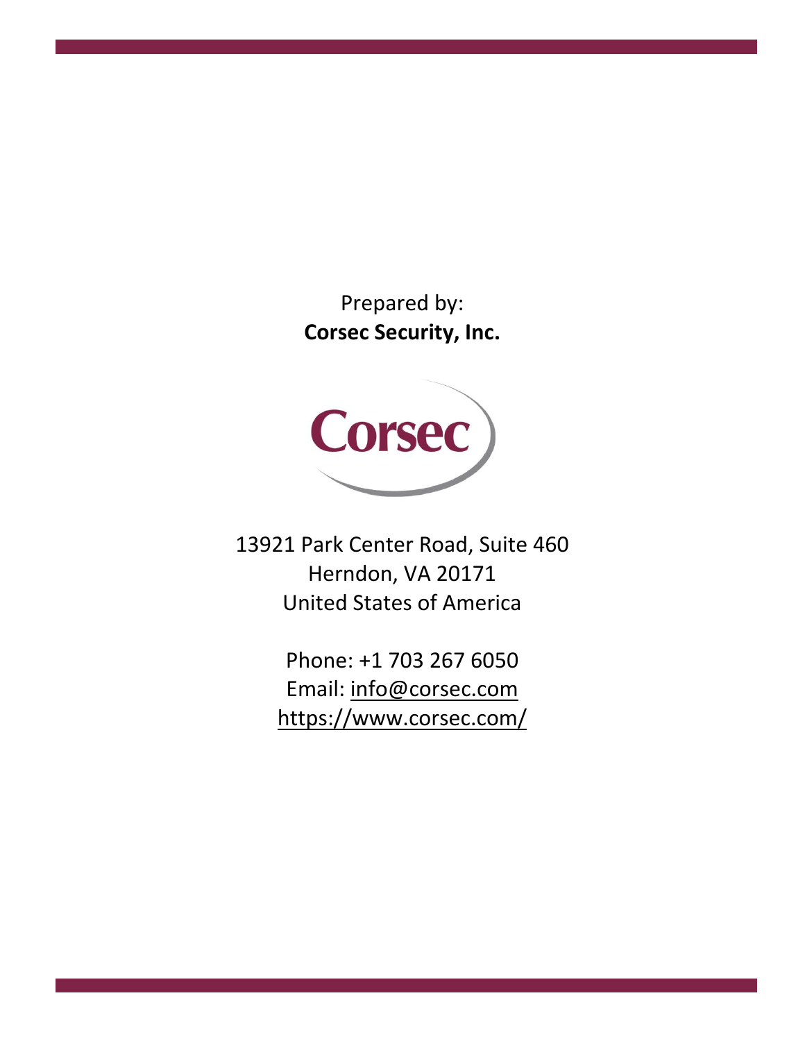Prepared by:

**Corsec Security, Inc.**

13921 Park Center Road, Suite 460
Herndon, VA 20171
United States of America

Phone: +1 703 267 6050
Email: info@corsec.com
https://www.corsec.com/